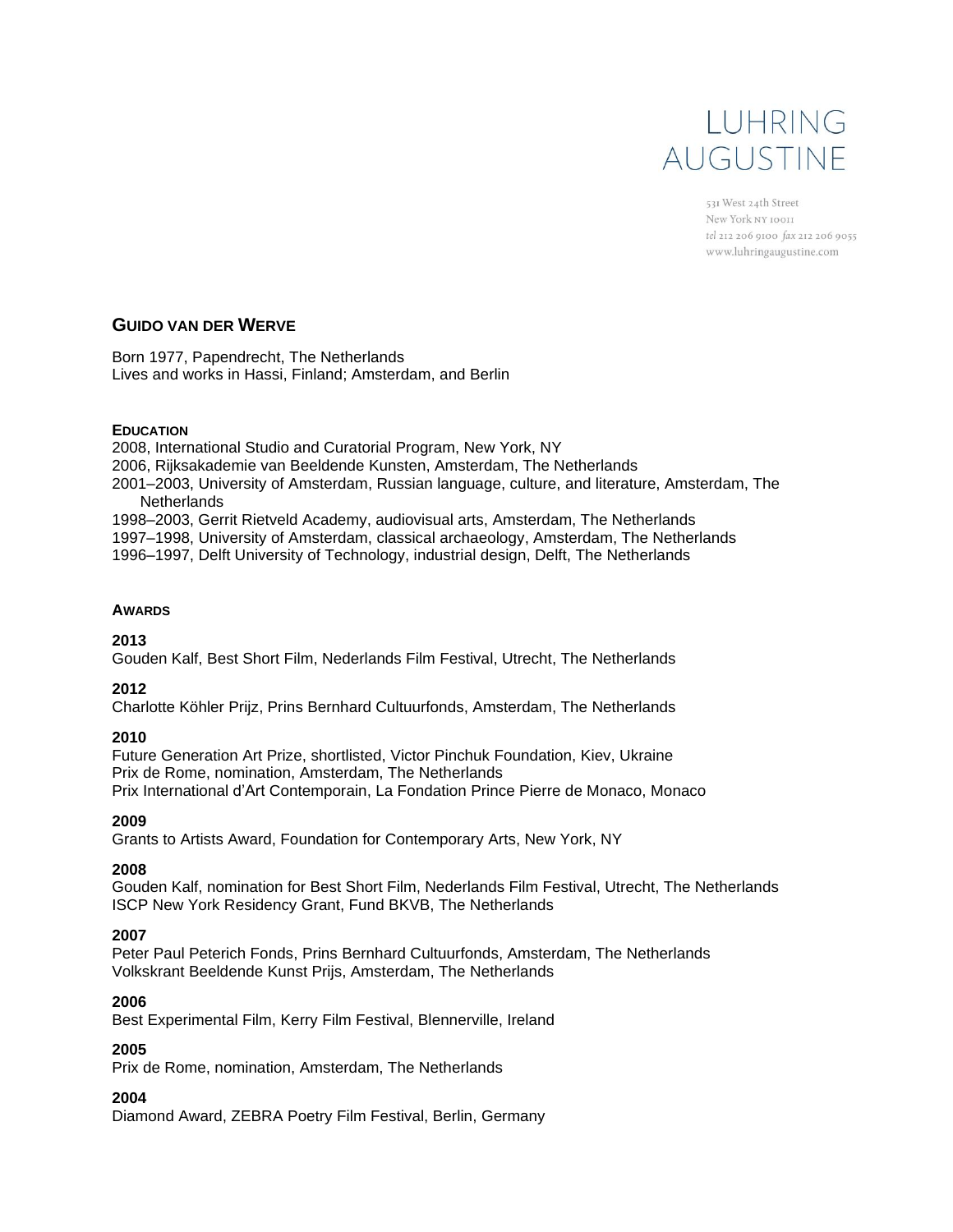LUHRING AUGUSTINE

531 West 24th Street
New York NY 10011
tel 212 206 9100 fax 212 206 9055
www.luhringaugustine.com

# GUIDO VAN DER WERVE

Born 1977, Papendrecht, The Netherlands
Lives and works in Hassi, Finland; Amsterdam, and Berlin

## EDUCATION

2008, International Studio and Curatorial Program, New York, NY
2006, Rijksakademie van Beeldende Kunsten, Amsterdam, The Netherlands
2001–2003, University of Amsterdam, Russian language, culture, and literature, Amsterdam, The Netherlands
1998–2003, Gerrit Rietveld Academy, audiovisual arts, Amsterdam, The Netherlands
1997–1998, University of Amsterdam, classical archaeology, Amsterdam, The Netherlands
1996–1997, Delft University of Technology, industrial design, Delft, The Netherlands

## AWARDS

**2013**
Gouden Kalf, Best Short Film, Nederlands Film Festival, Utrecht, The Netherlands

**2012**
Charlotte Köhler Prijz, Prins Bernhard Cultuurfonds, Amsterdam, The Netherlands

**2010**
Future Generation Art Prize, shortlisted, Victor Pinchuk Foundation, Kiev, Ukraine
Prix de Rome, nomination, Amsterdam, The Netherlands
Prix International d'Art Contemporain, La Fondation Prince Pierre de Monaco, Monaco

**2009**
Grants to Artists Award, Foundation for Contemporary Arts, New York, NY

**2008**
Gouden Kalf, nomination for Best Short Film, Nederlands Film Festival, Utrecht, The Netherlands
ISCP New York Residency Grant, Fund BKVB, The Netherlands

**2007**
Peter Paul Peterich Fonds, Prins Bernhard Cultuurfonds, Amsterdam, The Netherlands
Volkskrant Beeldende Kunst Prijs, Amsterdam, The Netherlands

**2006**
Best Experimental Film, Kerry Film Festival, Blennerville, Ireland

**2005**
Prix de Rome, nomination, Amsterdam, The Netherlands

**2004**
Diamond Award, ZEBRA Poetry Film Festival, Berlin, Germany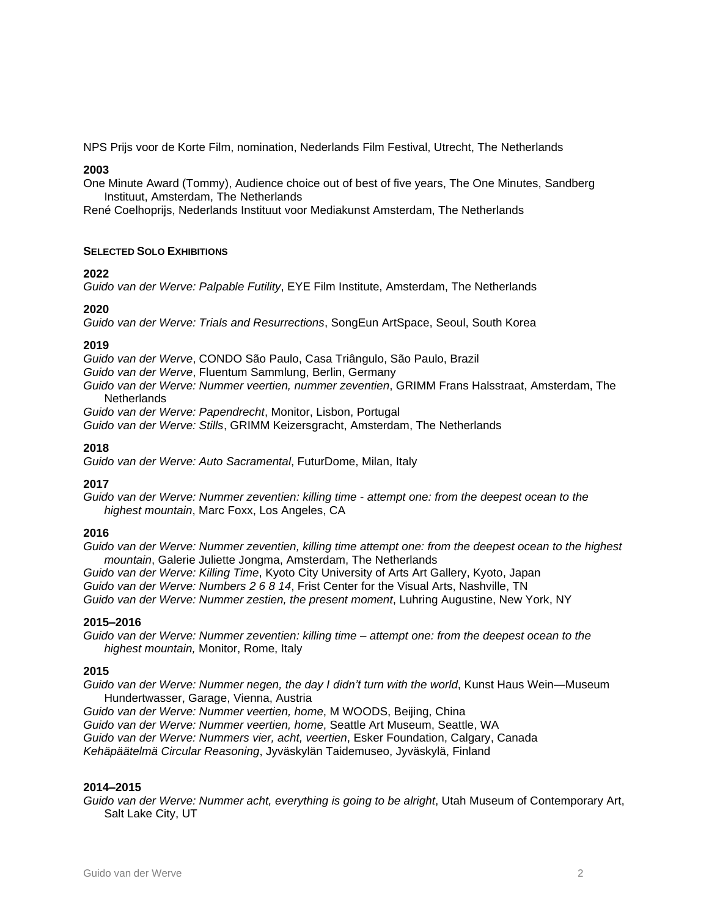NPS Prijs voor de Korte Film, nomination, Nederlands Film Festival, Utrecht, The Netherlands

**2003**

One Minute Award (Tommy), Audience choice out of best of five years, The One Minutes, Sandberg Instituut, Amsterdam, The Netherlands

René Coelhoprijs, Nederlands Instituut voor Mediakunst Amsterdam, The Netherlands

## SELECTED SOLO EXHIBITIONS

**2022**

*Guido van der Werve: Palpable Futility*, EYE Film Institute, Amsterdam, The Netherlands

**2020**

*Guido van der Werve: Trials and Resurrections*, SongEun ArtSpace, Seoul, South Korea

**2019**

*Guido van der Werve*, CONDO São Paulo, Casa Triângulo, São Paulo, Brazil

*Guido van der Werve*, Fluentum Sammlung, Berlin, Germany

*Guido van der Werve: Nummer veertien, nummer zeventien*, GRIMM Frans Halsstraat, Amsterdam, The Netherlands

*Guido van der Werve: Papendrecht*, Monitor, Lisbon, Portugal

*Guido van der Werve: Stills*, GRIMM Keizersgracht, Amsterdam, The Netherlands

**2018**

*Guido van der Werve: Auto Sacramental*, FuturDome, Milan, Italy

**2017**

*Guido van der Werve: Nummer zeventien: killing time - attempt one: from the deepest ocean to the highest mountain*, Marc Foxx, Los Angeles, CA

**2016**

*Guido van der Werve: Nummer zeventien, killing time attempt one: from the deepest ocean to the highest mountain*, Galerie Juliette Jongma, Amsterdam, The Netherlands

*Guido van der Werve: Killing Time*, Kyoto City University of Arts Art Gallery, Kyoto, Japan

*Guido van der Werve: Numbers 2 6 8 14*, Frist Center for the Visual Arts, Nashville, TN

*Guido van der Werve: Nummer zestien, the present moment*, Luhring Augustine, New York, NY

**2015–2016**

*Guido van der Werve: Nummer zeventien: killing time – attempt one: from the deepest ocean to the highest mountain,* Monitor, Rome, Italy

**2015**

*Guido van der Werve: Nummer negen, the day I didn't turn with the world*, Kunst Haus Wein—Museum Hundertwasser, Garage, Vienna, Austria

*Guido van der Werve: Nummer veertien, home*, M WOODS, Beijing, China

*Guido van der Werve: Nummer veertien, home*, Seattle Art Museum, Seattle, WA

*Guido van der Werve: Nummers vier, acht, veertien*, Esker Foundation, Calgary, Canada

*Kehäpäätelmä Circular Reasoning*, Jyväskylän Taidemuseo, Jyväskylä, Finland

**2014–2015**

*Guido van der Werve: Nummer acht, everything is going to be alright*, Utah Museum of Contemporary Art, Salt Lake City, UT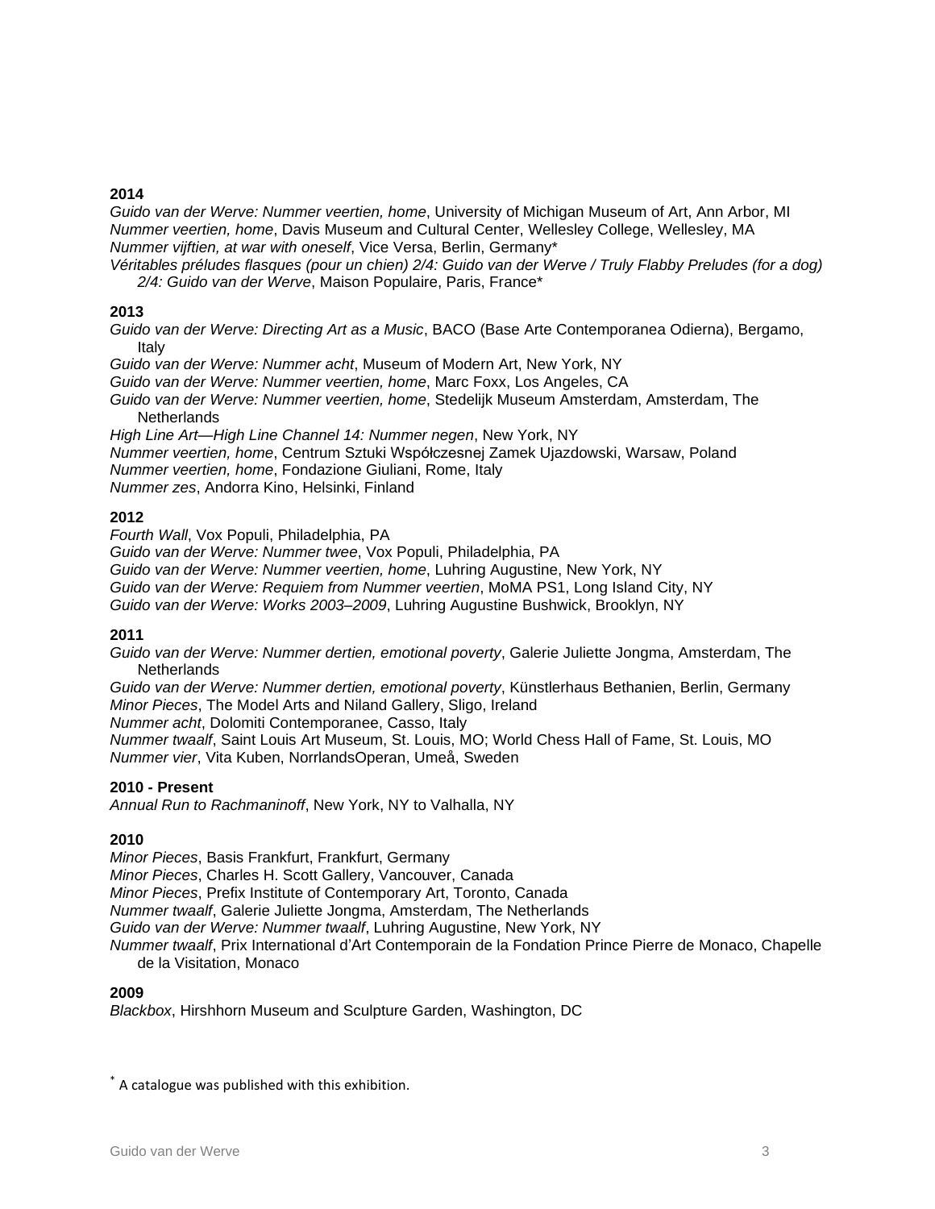**2014**

*Guido van der Werve: Nummer veertien, home*, University of Michigan Museum of Art, Ann Arbor, MI
*Nummer veertien, home*, Davis Museum and Cultural Center, Wellesley College, Wellesley, MA
*Nummer vijftien, at war with oneself*, Vice Versa, Berlin, Germany*
*Véritables préludes flasques (pour un chien) 2/4: Guido van der Werve / Truly Flabby Preludes (for a dog) 2/4: Guido van der Werve*, Maison Populaire, Paris, France*

**2013**

*Guido van der Werve: Directing Art as a Music*, BACO (Base Arte Contemporanea Odierna), Bergamo, Italy
*Guido van der Werve: Nummer acht*, Museum of Modern Art, New York, NY
*Guido van der Werve: Nummer veertien, home*, Marc Foxx, Los Angeles, CA
*Guido van der Werve: Nummer veertien, home*, Stedelijk Museum Amsterdam, Amsterdam, The Netherlands
*High Line Art—High Line Channel 14: Nummer negen*, New York, NY
*Nummer veertien, home*, Centrum Sztuki Współczesnej Zamek Ujazdowski, Warsaw, Poland
*Nummer veertien, home*, Fondazione Giuliani, Rome, Italy
*Nummer zes*, Andorra Kino, Helsinki, Finland

**2012**

*Fourth Wall*, Vox Populi, Philadelphia, PA
*Guido van der Werve: Nummer twee*, Vox Populi, Philadelphia, PA
*Guido van der Werve: Nummer veertien, home*, Luhring Augustine, New York, NY
*Guido van der Werve: Requiem from Nummer veertien*, MoMA PS1, Long Island City, NY
*Guido van der Werve: Works 2003–2009*, Luhring Augustine Bushwick, Brooklyn, NY

**2011**

*Guido van der Werve: Nummer dertien, emotional poverty*, Galerie Juliette Jongma, Amsterdam, The Netherlands
*Guido van der Werve: Nummer dertien, emotional poverty*, Künstlerhaus Bethanien, Berlin, Germany
*Minor Pieces*, The Model Arts and Niland Gallery, Sligo, Ireland
*Nummer acht*, Dolomiti Contemporanee, Casso, Italy
*Nummer twaalf*, Saint Louis Art Museum, St. Louis, MO; World Chess Hall of Fame, St. Louis, MO
*Nummer vier*, Vita Kuben, NorrlandsOperan, Umeå, Sweden

**2010 - Present**

*Annual Run to Rachmaninoff*, New York, NY to Valhalla, NY

**2010**

*Minor Pieces*, Basis Frankfurt, Frankfurt, Germany
*Minor Pieces*, Charles H. Scott Gallery, Vancouver, Canada
*Minor Pieces*, Prefix Institute of Contemporary Art, Toronto, Canada
*Nummer twaalf*, Galerie Juliette Jongma, Amsterdam, The Netherlands
*Guido van der Werve: Nummer twaalf*, Luhring Augustine, New York, NY
*Nummer twaalf*, Prix International d'Art Contemporain de la Fondation Prince Pierre de Monaco, Chapelle de la Visitation, Monaco

**2009**

*Blackbox*, Hirshhorn Museum and Sculpture Garden, Washington, DC

* A catalogue was published with this exhibition.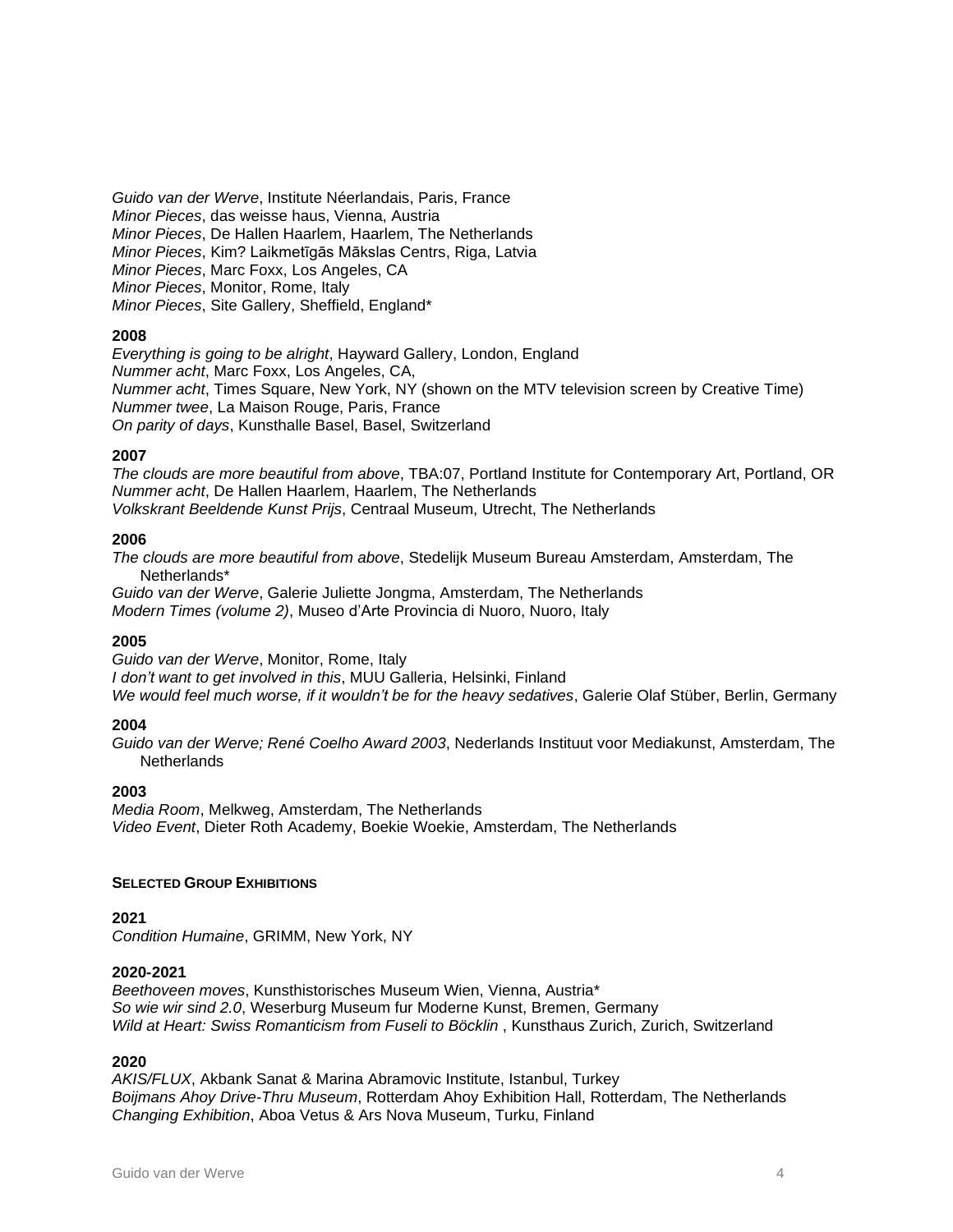*Guido van der Werve*, Institute Néerlandais, Paris, France
*Minor Pieces*, das weisse haus, Vienna, Austria
*Minor Pieces*, De Hallen Haarlem, Haarlem, The Netherlands
*Minor Pieces*, Kim? Laikmetīgās Mākslas Centrs, Riga, Latvia
*Minor Pieces*, Marc Foxx, Los Angeles, CA
*Minor Pieces*, Monitor, Rome, Italy
*Minor Pieces*, Site Gallery, Sheffield, England*

**2008**
*Everything is going to be alright*, Hayward Gallery, London, England
*Nummer acht*, Marc Foxx, Los Angeles, CA,
*Nummer acht*, Times Square, New York, NY (shown on the MTV television screen by Creative Time)
*Nummer twee*, La Maison Rouge, Paris, France
*On parity of days*, Kunsthalle Basel, Basel, Switzerland

**2007**
*The clouds are more beautiful from above*, TBA:07, Portland Institute for Contemporary Art, Portland, OR
*Nummer acht*, De Hallen Haarlem, Haarlem, The Netherlands
*Volkskrant Beeldende Kunst Prijs*, Centraal Museum, Utrecht, The Netherlands

**2006**
*The clouds are more beautiful from above*, Stedelijk Museum Bureau Amsterdam, Amsterdam, The Netherlands*
*Guido van der Werve*, Galerie Juliette Jongma, Amsterdam, The Netherlands
*Modern Times (volume 2)*, Museo d'Arte Provincia di Nuoro, Nuoro, Italy

**2005**
*Guido van der Werve*, Monitor, Rome, Italy
*I don't want to get involved in this*, MUU Galleria, Helsinki, Finland
*We would feel much worse, if it wouldn't be for the heavy sedatives*, Galerie Olaf Stüber, Berlin, Germany

**2004**
*Guido van der Werve; René Coelho Award 2003*, Nederlands Instituut voor Mediakunst, Amsterdam, The Netherlands

**2003**
*Media Room*, Melkweg, Amsterdam, The Netherlands
*Video Event*, Dieter Roth Academy, Boekie Woekie, Amsterdam, The Netherlands

## SELECTED GROUP EXHIBITIONS

**2021**
*Condition Humaine*, GRIMM, New York, NY

**2020-2021**
*Beethoveen moves*, Kunsthistorisches Museum Wien, Vienna, Austria*
*So wie wir sind 2.0*, Weserburg Museum fur Moderne Kunst, Bremen, Germany
*Wild at Heart: Swiss Romanticism from Fuseli to Böcklin* , Kunsthaus Zurich, Zurich, Switzerland

**2020**
*AKIS/FLUX*, Akbank Sanat & Marina Abramovic Institute, Istanbul, Turkey
*Boijmans Ahoy Drive-Thru Museum*, Rotterdam Ahoy Exhibition Hall, Rotterdam, The Netherlands
*Changing Exhibition*, Aboa Vetus & Ars Nova Museum, Turku, Finland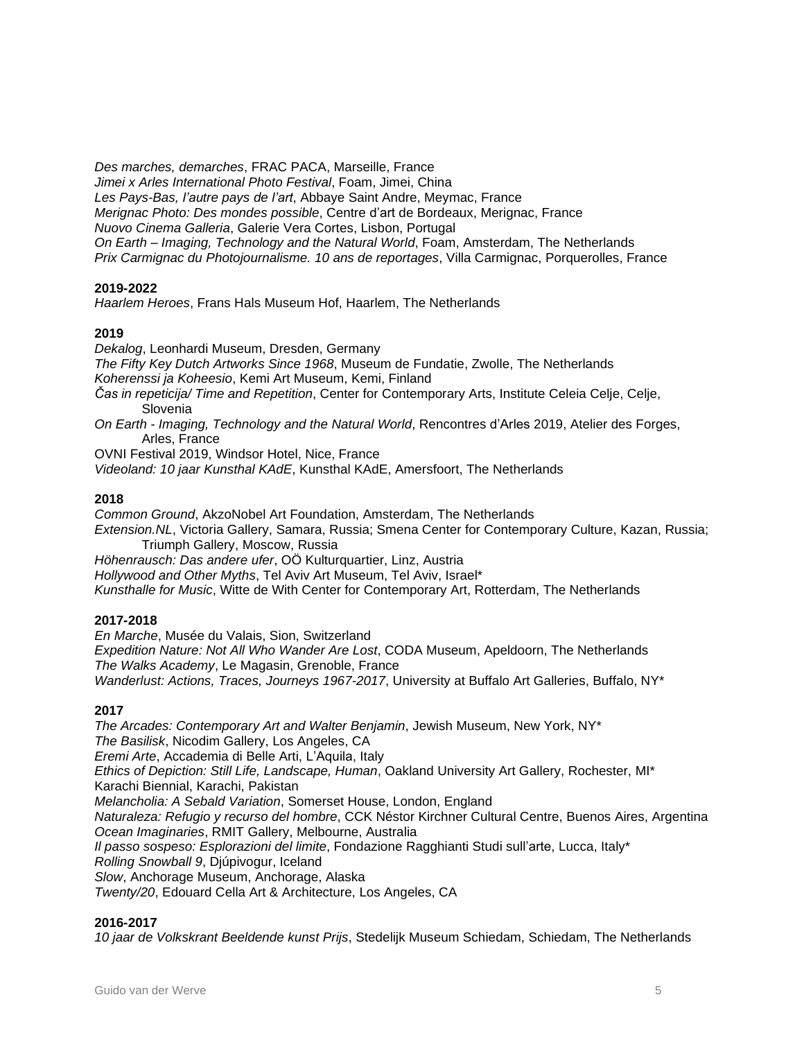*Des marches, demarches*, FRAC PACA, Marseille, France
*Jimei x Arles International Photo Festival*, Foam, Jimei, China
*Les Pays-Bas, l'autre pays de l'art*, Abbaye Saint Andre, Meymac, France
*Merignac Photo: Des mondes possible*, Centre d'art de Bordeaux, Merignac, France
*Nuovo Cinema Galleria*, Galerie Vera Cortes, Lisbon, Portugal
*On Earth – Imaging, Technology and the Natural World*, Foam, Amsterdam, The Netherlands
*Prix Carmignac du Photojournalisme. 10 ans de reportages*, Villa Carmignac, Porquerolles, France

**2019-2022**
*Haarlem Heroes*, Frans Hals Museum Hof, Haarlem, The Netherlands

**2019**
*Dekalog*, Leonhardi Museum, Dresden, Germany
*The Fifty Key Dutch Artworks Since 1968*, Museum de Fundatie, Zwolle, The Netherlands
*Koherenssi ja Koheesio*, Kemi Art Museum, Kemi, Finland
*Čas in repeticija/ Time and Repetition*, Center for Contemporary Arts, Institute Celeia Celje, Celje, Slovenia
*On Earth - Imaging, Technology and the Natural World*, Rencontres d'Arles 2019, Atelier des Forges, Arles, France
OVNI Festival 2019, Windsor Hotel, Nice, France
*Videoland: 10 jaar Kunsthal KAdE*, Kunsthal KAdE, Amersfoort, The Netherlands

**2018**
*Common Ground*, AkzoNobel Art Foundation, Amsterdam, The Netherlands
*Extension.NL*, Victoria Gallery, Samara, Russia; Smena Center for Contemporary Culture, Kazan, Russia; Triumph Gallery, Moscow, Russia
*Höhenrausch: Das andere ufer*, OÖ Kulturquartier, Linz, Austria
*Hollywood and Other Myths*, Tel Aviv Art Museum, Tel Aviv, Israel*
*Kunsthalle for Music*, Witte de With Center for Contemporary Art, Rotterdam, The Netherlands

**2017-2018**
*En Marche*, Musée du Valais, Sion, Switzerland
*Expedition Nature: Not All Who Wander Are Lost*, CODA Museum, Apeldoorn, The Netherlands
*The Walks Academy*, Le Magasin, Grenoble, France
*Wanderlust: Actions, Traces, Journeys 1967-2017*, University at Buffalo Art Galleries, Buffalo, NY*

**2017**
*The Arcades: Contemporary Art and Walter Benjamin*, Jewish Museum, New York, NY*
*The Basilisk*, Nicodim Gallery, Los Angeles, CA
*Eremi Arte*, Accademia di Belle Arti, L'Aquila, Italy
*Ethics of Depiction: Still Life, Landscape, Human*, Oakland University Art Gallery, Rochester, MI*
Karachi Biennial, Karachi, Pakistan
*Melancholia: A Sebald Variation*, Somerset House, London, England
*Naturaleza: Refugio y recurso del hombre*, CCK Néstor Kirchner Cultural Centre, Buenos Aires, Argentina
*Ocean Imaginaries*, RMIT Gallery, Melbourne, Australia
*Il passo sospeso: Esplorazioni del limite*, Fondazione Ragghianti Studi sull'arte, Lucca, Italy*
*Rolling Snowball 9*, Djúpivogur, Iceland
*Slow*, Anchorage Museum, Anchorage, Alaska
*Twenty/20*, Edouard Cella Art & Architecture, Los Angeles, CA

**2016-2017**
*10 jaar de Volkskrant Beeldende kunst Prijs*, Stedelijk Museum Schiedam, Schiedam, The Netherlands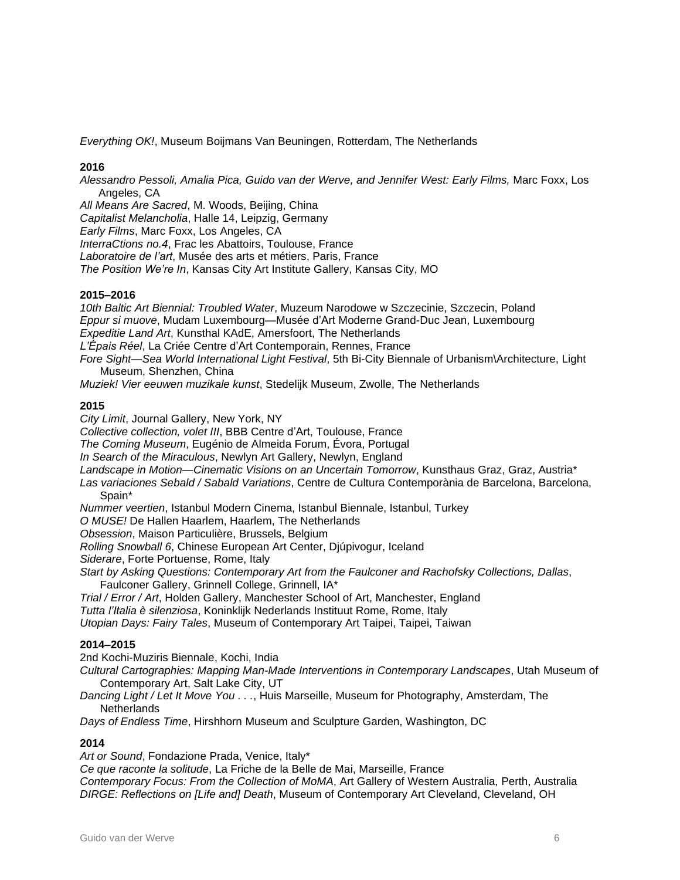*Everything OK!*, Museum Boijmans Van Beuningen, Rotterdam, The Netherlands

**2016**

*Alessandro Pessoli, Amalia Pica, Guido van der Werve, and Jennifer West: Early Films,* Marc Foxx, Los Angeles, CA
*All Means Are Sacred*, M. Woods, Beijing, China
*Capitalist Melancholia*, Halle 14, Leipzig, Germany
*Early Films*, Marc Foxx, Los Angeles, CA
*InterraCtions no.4*, Frac les Abattoirs, Toulouse, France
*Laboratoire de l'art*, Musée des arts et métiers, Paris, France
*The Position We're In*, Kansas City Art Institute Gallery, Kansas City, MO

**2015–2016**

*10th Baltic Art Biennial: Troubled Water*, Muzeum Narodowe w Szczecinie, Szczecin, Poland
*Eppur si muove*, Mudam Luxembourg—Musée d'Art Moderne Grand-Duc Jean, Luxembourg
*Expeditie Land Art*, Kunsthal KAdE, Amersfoort, The Netherlands
*L'Épais Réel*, La Criée Centre d'Art Contemporain, Rennes, France
*Fore Sight—Sea World International Light Festival*, 5th Bi-City Biennale of Urbanism\Architecture, Light Museum, Shenzhen, China
*Muziek! Vier eeuwen muzikale kunst*, Stedelijk Museum, Zwolle, The Netherlands

**2015**

*City Limit*, Journal Gallery, New York, NY
*Collective collection, volet III*, BBB Centre d'Art, Toulouse, France
*The Coming Museum*, Eugénio de Almeida Forum, Évora, Portugal
*In Search of the Miraculous*, Newlyn Art Gallery, Newlyn, England
*Landscape in Motion—Cinematic Visions on an Uncertain Tomorrow*, Kunsthaus Graz, Graz, Austria*
*Las variaciones Sebald / Sabald Variations*, Centre de Cultura Contemporània de Barcelona, Barcelona, Spain*
*Nummer veertien*, Istanbul Modern Cinema, Istanbul Biennale, Istanbul, Turkey
*O MUSE!* De Hallen Haarlem, Haarlem, The Netherlands
*Obsession*, Maison Particulière, Brussels, Belgium
*Rolling Snowball 6*, Chinese European Art Center, Djúpivogur, Iceland
*Siderare*, Forte Portuense, Rome, Italy
*Start by Asking Questions: Contemporary Art from the Faulconer and Rachofsky Collections, Dallas*, Faulconer Gallery, Grinnell College, Grinnell, IA*
*Trial / Error / Art*, Holden Gallery, Manchester School of Art, Manchester, England
*Tutta l'Italia è silenziosa*, Koninklijk Nederlands Instituut Rome, Rome, Italy
*Utopian Days: Fairy Tales*, Museum of Contemporary Art Taipei, Taipei, Taiwan

**2014–2015**

2nd Kochi-Muziris Biennale, Kochi, India
*Cultural Cartographies: Mapping Man-Made Interventions in Contemporary Landscapes*, Utah Museum of Contemporary Art, Salt Lake City, UT
*Dancing Light / Let It Move You . . .*, Huis Marseille, Museum for Photography, Amsterdam, The Netherlands
*Days of Endless Time*, Hirshhorn Museum and Sculpture Garden, Washington, DC

**2014**

*Art or Sound*, Fondazione Prada, Venice, Italy*
*Ce que raconte la solitude*, La Friche de la Belle de Mai, Marseille, France
*Contemporary Focus: From the Collection of MoMA*, Art Gallery of Western Australia, Perth, Australia
*DIRGE: Reflections on [Life and] Death*, Museum of Contemporary Art Cleveland, Cleveland, OH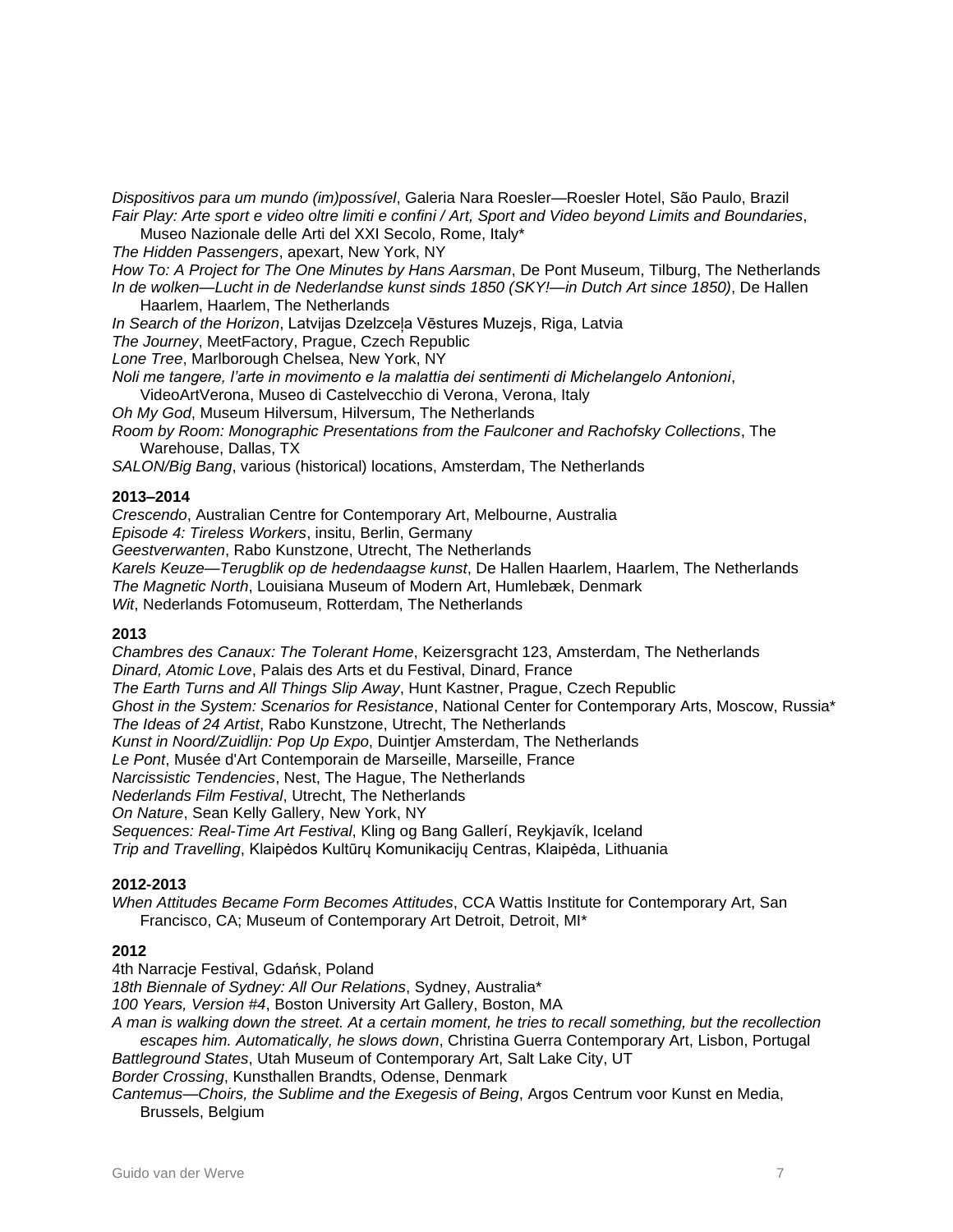*Dispositivos para um mundo (im)possível*, Galeria Nara Roesler—Roesler Hotel, São Paulo, Brazil
*Fair Play: Arte sport e video oltre limiti e confini / Art, Sport and Video beyond Limits and Boundaries*, Museo Nazionale delle Arti del XXI Secolo, Rome, Italy*
*The Hidden Passengers*, apexart, New York, NY
*How To: A Project for The One Minutes by Hans Aarsman*, De Pont Museum, Tilburg, The Netherlands
*In de wolken—Lucht in de Nederlandse kunst sinds 1850 (SKY!—in Dutch Art since 1850)*, De Hallen Haarlem, Haarlem, The Netherlands
*In Search of the Horizon*, Latvijas Dzelzceļa Vēstures Muzejs, Riga, Latvia
*The Journey*, MeetFactory, Prague, Czech Republic
*Lone Tree*, Marlborough Chelsea, New York, NY
*Noli me tangere, l'arte in movimento e la malattia dei sentimenti di Michelangelo Antonioni*, VideoArtVerona, Museo di Castelvecchio di Verona, Verona, Italy
*Oh My God*, Museum Hilversum, Hilversum, The Netherlands
*Room by Room: Monographic Presentations from the Faulconer and Rachofsky Collections*, The Warehouse, Dallas, TX
*SALON/Big Bang*, various (historical) locations, Amsterdam, The Netherlands

**2013–2014**
*Crescendo*, Australian Centre for Contemporary Art, Melbourne, Australia
*Episode 4: Tireless Workers*, insitu, Berlin, Germany
*Geestverwanten*, Rabo Kunstzone, Utrecht, The Netherlands
*Karels Keuze—Terugblik op de hedendaagse kunst*, De Hallen Haarlem, Haarlem, The Netherlands
*The Magnetic North*, Louisiana Museum of Modern Art, Humlebæk, Denmark
*Wit*, Nederlands Fotomuseum, Rotterdam, The Netherlands

**2013**
*Chambres des Canaux: The Tolerant Home*, Keizersgracht 123, Amsterdam, The Netherlands
*Dinard, Atomic Love*, Palais des Arts et du Festival, Dinard, France
*The Earth Turns and All Things Slip Away*, Hunt Kastner, Prague, Czech Republic
*Ghost in the System: Scenarios for Resistance*, National Center for Contemporary Arts, Moscow, Russia*
*The Ideas of 24 Artist*, Rabo Kunstzone, Utrecht, The Netherlands
*Kunst in Noord/Zuidlijn: Pop Up Expo*, Duintjer Amsterdam, The Netherlands
*Le Pont*, Musée d'Art Contemporain de Marseille, Marseille, France
*Narcissistic Tendencies*, Nest, The Hague, The Netherlands
*Nederlands Film Festival*, Utrecht, The Netherlands
*On Nature*, Sean Kelly Gallery, New York, NY
*Sequences: Real-Time Art Festival*, Kling og Bang Gallerí, Reykjavík, Iceland
*Trip and Travelling*, Klaipėdos Kultūrų Komunikacijų Centras, Klaipėda, Lithuania

**2012-2013**
*When Attitudes Became Form Becomes Attitudes*, CCA Wattis Institute for Contemporary Art, San Francisco, CA; Museum of Contemporary Art Detroit, Detroit, MI*

**2012**
4th Narracje Festival, Gdańsk, Poland
*18th Biennale of Sydney: All Our Relations*, Sydney, Australia*
*100 Years, Version #4*, Boston University Art Gallery, Boston, MA
*A man is walking down the street. At a certain moment, he tries to recall something, but the recollection escapes him. Automatically, he slows down*, Christina Guerra Contemporary Art, Lisbon, Portugal
*Battleground States*, Utah Museum of Contemporary Art, Salt Lake City, UT
*Border Crossing*, Kunsthallen Brandts, Odense, Denmark
*Cantemus—Choirs, the Sublime and the Exegesis of Being*, Argos Centrum voor Kunst en Media, Brussels, Belgium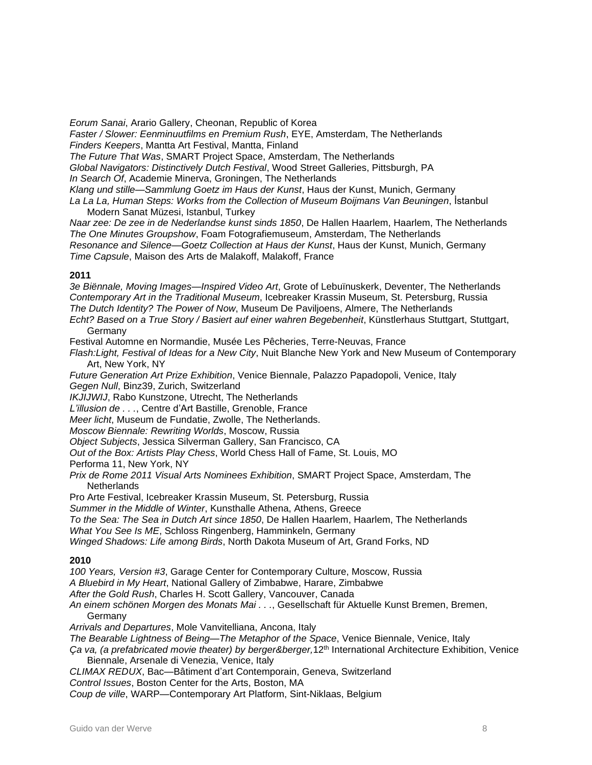*Eorum Sanai*, Arario Gallery, Cheonan, Republic of Korea
*Faster / Slower: Eenminuutfilms en Premium Rush*, EYE, Amsterdam, The Netherlands
*Finders Keepers*, Mantta Art Festival, Mantta, Finland
*The Future That Was*, SMART Project Space, Amsterdam, The Netherlands
*Global Navigators: Distinctively Dutch Festival*, Wood Street Galleries, Pittsburgh, PA
*In Search Of*, Academie Minerva, Groningen, The Netherlands
*Klang und stille—Sammlung Goetz im Haus der Kunst*, Haus der Kunst, Munich, Germany
*La La La, Human Steps: Works from the Collection of Museum Boijmans Van Beuningen*, İstanbul Modern Sanat Müzesi, Istanbul, Turkey
*Naar zee: De zee in de Nederlandse kunst sinds 1850*, De Hallen Haarlem, Haarlem, The Netherlands
*The One Minutes Groupshow*, Foam Fotografiemuseum, Amsterdam, The Netherlands
*Resonance and Silence—Goetz Collection at Haus der Kunst*, Haus der Kunst, Munich, Germany
*Time Capsule*, Maison des Arts de Malakoff, Malakoff, France

**2011**

*3e Biënnale, Moving Images—Inspired Video Art*, Grote of Lebuïnuskerk, Deventer, The Netherlands
*Contemporary Art in the Traditional Museum*, Icebreaker Krassin Museum, St. Petersburg, Russia
*The Dutch Identity? The Power of Now*, Museum De Paviljoens, Almere, The Netherlands
*Echt? Based on a True Story / Basiert auf einer wahren Begebenheit*, Künstlerhaus Stuttgart, Stuttgart, Germany
Festival Automne en Normandie, Musée Les Pêcheries, Terre-Neuvas, France
*Flash:Light, Festival of Ideas for a New City*, Nuit Blanche New York and New Museum of Contemporary Art, New York, NY
*Future Generation Art Prize Exhibition*, Venice Biennale, Palazzo Papadopoli, Venice, Italy
*Gegen Null*, Binz39, Zurich, Switzerland
*IKJIJWIJ*, Rabo Kunstzone, Utrecht, The Netherlands
*L'illusion de . . .*, Centre d'Art Bastille, Grenoble, France
*Meer licht*, Museum de Fundatie, Zwolle, The Netherlands.
*Moscow Biennale: Rewriting Worlds*, Moscow, Russia
*Object Subjects*, Jessica Silverman Gallery, San Francisco, CA
*Out of the Box: Artists Play Chess*, World Chess Hall of Fame, St. Louis, MO
Performa 11, New York, NY
*Prix de Rome 2011 Visual Arts Nominees Exhibition*, SMART Project Space, Amsterdam, The Netherlands
Pro Arte Festival, Icebreaker Krassin Museum, St. Petersburg, Russia
*Summer in the Middle of Winter*, Kunsthalle Athena, Athens, Greece
*To the Sea: The Sea in Dutch Art since 1850*, De Hallen Haarlem, Haarlem, The Netherlands
*What You See Is ME*, Schloss Ringenberg, Hamminkeln, Germany
*Winged Shadows: Life among Birds*, North Dakota Museum of Art, Grand Forks, ND

**2010**

*100 Years, Version #3*, Garage Center for Contemporary Culture, Moscow, Russia
*A Bluebird in My Heart*, National Gallery of Zimbabwe, Harare, Zimbabwe
*After the Gold Rush*, Charles H. Scott Gallery, Vancouver, Canada
*An einem schönen Morgen des Monats Mai . . .*, Gesellschaft für Aktuelle Kunst Bremen, Bremen, Germany
*Arrivals and Departures*, Mole Vanvitelliana, Ancona, Italy
*The Bearable Lightness of Being—The Metaphor of the Space*, Venice Biennale, Venice, Italy
*Ça va, (a prefabricated movie theater) by berger&berger,* 12th International Architecture Exhibition, Venice Biennale, Arsenale di Venezia, Venice, Italy
*CLIMAX REDUX*, Bac—Bâtiment d'art Contemporain, Geneva, Switzerland
*Control Issues*, Boston Center for the Arts, Boston, MA
*Coup de ville*, WARP—Contemporary Art Platform, Sint-Niklaas, Belgium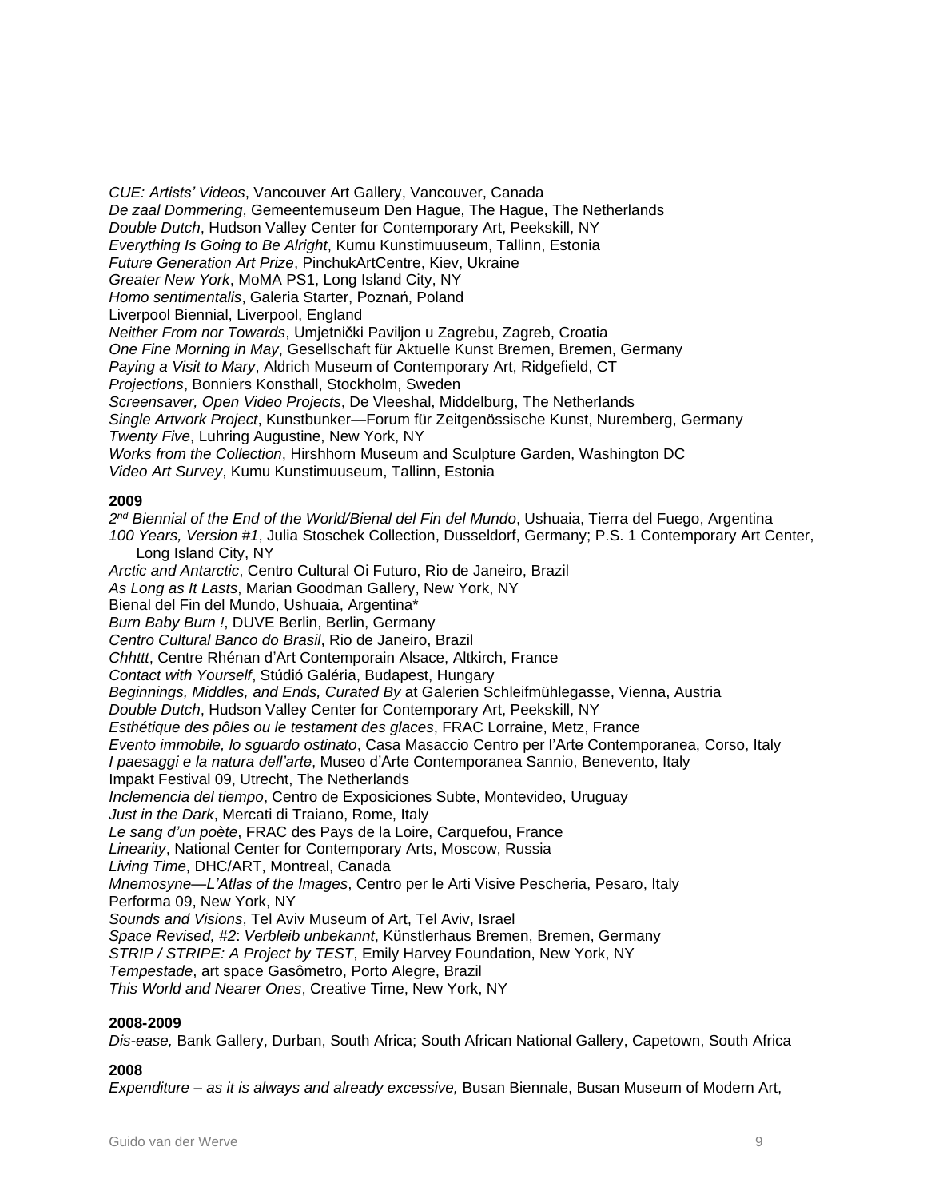*CUE: Artists' Videos*, Vancouver Art Gallery, Vancouver, Canada
*De zaal Dommering*, Gemeentemuseum Den Hague, The Hague, The Netherlands
*Double Dutch*, Hudson Valley Center for Contemporary Art, Peekskill, NY
*Everything Is Going to Be Alright*, Kumu Kunstimuuseum, Tallinn, Estonia
*Future Generation Art Prize*, PinchukArtCentre, Kiev, Ukraine
*Greater New York*, MoMA PS1, Long Island City, NY
*Homo sentimentalis*, Galeria Starter, Poznań, Poland
Liverpool Biennial, Liverpool, England
*Neither From nor Towards*, Umjetnički Paviljon u Zagrebu, Zagreb, Croatia
*One Fine Morning in May*, Gesellschaft für Aktuelle Kunst Bremen, Bremen, Germany
*Paying a Visit to Mary*, Aldrich Museum of Contemporary Art, Ridgefield, CT
*Projections*, Bonniers Konsthall, Stockholm, Sweden
*Screensaver, Open Video Projects*, De Vleeshal, Middelburg, The Netherlands
*Single Artwork Project*, Kunstbunker—Forum für Zeitgenössische Kunst, Nuremberg, Germany
*Twenty Five*, Luhring Augustine, New York, NY
*Works from the Collection*, Hirshhorn Museum and Sculpture Garden, Washington DC
*Video Art Survey*, Kumu Kunstimuuseum, Tallinn, Estonia

**2009**
*2nd Biennial of the End of the World/Bienal del Fin del Mundo*, Ushuaia, Tierra del Fuego, Argentina
*100 Years, Version #1*, Julia Stoschek Collection, Dusseldorf, Germany; P.S. 1 Contemporary Art Center, Long Island City, NY
*Arctic and Antarctic*, Centro Cultural Oi Futuro, Rio de Janeiro, Brazil
*As Long as It Lasts*, Marian Goodman Gallery, New York, NY
Bienal del Fin del Mundo, Ushuaia, Argentina*
*Burn Baby Burn !*, DUVE Berlin, Berlin, Germany
*Centro Cultural Banco do Brasil*, Rio de Janeiro, Brazil
*Chhttt*, Centre Rhénan d'Art Contemporain Alsace, Altkirch, France
*Contact with Yourself*, Stúdió Galéria, Budapest, Hungary
*Beginnings, Middles, and Ends, Curated By* at Galerien Schleifmühlegasse, Vienna, Austria
*Double Dutch*, Hudson Valley Center for Contemporary Art, Peekskill, NY
*Esthétique des pôles ou le testament des glaces*, FRAC Lorraine, Metz, France
*Evento immobile, lo sguardo ostinato*, Casa Masaccio Centro per l'Arte Contemporanea, Corso, Italy
*I paesaggi e la natura dell'arte*, Museo d'Arte Contemporanea Sannio, Benevento, Italy
Impakt Festival 09, Utrecht, The Netherlands
*Inclemencia del tiempo*, Centro de Exposiciones Subte, Montevideo, Uruguay
*Just in the Dark*, Mercati di Traiano, Rome, Italy
*Le sang d'un poète*, FRAC des Pays de la Loire, Carquefou, France
*Linearity*, National Center for Contemporary Arts, Moscow, Russia
*Living Time*, DHC/ART, Montreal, Canada
*Mnemosyne—L'Atlas of the Images*, Centro per le Arti Visive Pescheria, Pesaro, Italy
Performa 09, New York, NY
*Sounds and Visions*, Tel Aviv Museum of Art, Tel Aviv, Israel
*Space Revised, #2*: *Verbleib unbekannt*, Künstlerhaus Bremen, Bremen, Germany
*STRIP / STRIPE: A Project by TEST*, Emily Harvey Foundation, New York, NY
*Tempestade*, art space Gasômetro, Porto Alegre, Brazil
*This World and Nearer Ones*, Creative Time, New York, NY

**2008-2009**
*Dis-ease,* Bank Gallery, Durban, South Africa; South African National Gallery, Capetown, South Africa

**2008**
*Expenditure – as it is always and already excessive,* Busan Biennale, Busan Museum of Modern Art,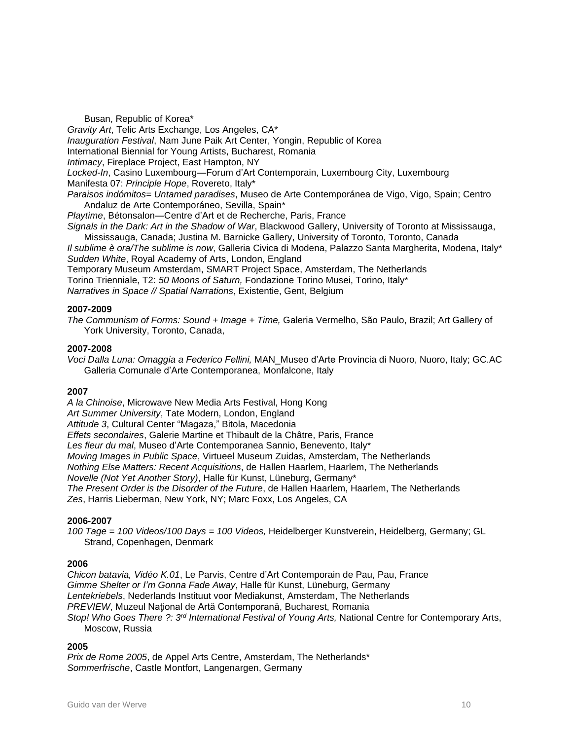Busan, Republic of Korea*
*Gravity Art*, Telic Arts Exchange, Los Angeles, CA*
*Inauguration Festival*, Nam June Paik Art Center, Yongin, Republic of Korea
International Biennial for Young Artists, Bucharest, Romania
*Intimacy*, Fireplace Project, East Hampton, NY
*Locked-In*, Casino Luxembourg—Forum d'Art Contemporain, Luxembourg City, Luxembourg
Manifesta 07: *Principle Hope*, Rovereto, Italy*
*Paraisos indómitos= Untamed paradises*, Museo de Arte Contemporánea de Vigo, Vigo, Spain; Centro Andaluz de Arte Contemporáneo, Sevilla, Spain*
*Playtime*, Bétonsalon—Centre d'Art et de Recherche, Paris, France
*Signals in the Dark: Art in the Shadow of War*, Blackwood Gallery, University of Toronto at Mississauga, Mississauga, Canada; Justina M. Barnicke Gallery, University of Toronto, Toronto, Canada
*Il sublime è ora/The sublime is now*, Galleria Civica di Modena, Palazzo Santa Margherita, Modena, Italy*
*Sudden White*, Royal Academy of Arts, London, England
Temporary Museum Amsterdam, SMART Project Space, Amsterdam, The Netherlands
Torino Trienniale, T2: *50 Moons of Saturn,* Fondazione Torino Musei, Torino, Italy*
*Narratives in Space // Spatial Narrations*, Existentie, Gent, Belgium

**2007-2009**
*The Communism of Forms: Sound + Image + Time,* Galeria Vermelho, São Paulo, Brazil; Art Gallery of York University, Toronto, Canada,

**2007-2008**
*Voci Dalla Luna: Omaggia a Federico Fellini,* MAN_Museo d'Arte Provincia di Nuoro, Nuoro, Italy; GC.AC Galleria Comunale d'Arte Contemporanea, Monfalcone, Italy

**2007**
*A la Chinoise*, Microwave New Media Arts Festival, Hong Kong
*Art Summer University*, Tate Modern, London, England
*Attitude 3*, Cultural Center "Magaza," Bitola, Macedonia
*Effets secondaires*, Galerie Martine et Thibault de la Châtre, Paris, France
*Les fleur du mal*, Museo d'Arte Contemporanea Sannio, Benevento, Italy*
*Moving Images in Public Space*, Virtueel Museum Zuidas, Amsterdam, The Netherlands
*Nothing Else Matters: Recent Acquisitions*, de Hallen Haarlem, Haarlem, The Netherlands
*Novelle (Not Yet Another Story)*, Halle für Kunst, Lüneburg, Germany*
*The Present Order is the Disorder of the Future*, de Hallen Haarlem, Haarlem, The Netherlands
*Zes*, Harris Lieberman, New York, NY; Marc Foxx, Los Angeles, CA

**2006-2007**
*100 Tage = 100 Videos/100 Days = 100 Videos,* Heidelberger Kunstverein, Heidelberg, Germany; GL Strand, Copenhagen, Denmark

**2006**
*Chicon batavia, Vidéo K.01*, Le Parvis, Centre d'Art Contemporain de Pau, Pau, France
*Gimme Shelter or I'm Gonna Fade Away*, Halle für Kunst, Lüneburg, Germany
*Lentekriebels*, Nederlands Instituut voor Mediakunst, Amsterdam, The Netherlands
*PREVIEW*, Muzeul Naţional de Artă Contemporană, Bucharest, Romania
*Stop! Who Goes There ?: 3rd International Festival of Young Arts,* National Centre for Contemporary Arts, Moscow, Russia

**2005**
*Prix de Rome 2005*, de Appel Arts Centre, Amsterdam, The Netherlands*
*Sommerfrische*, Castle Montfort, Langenargen, Germany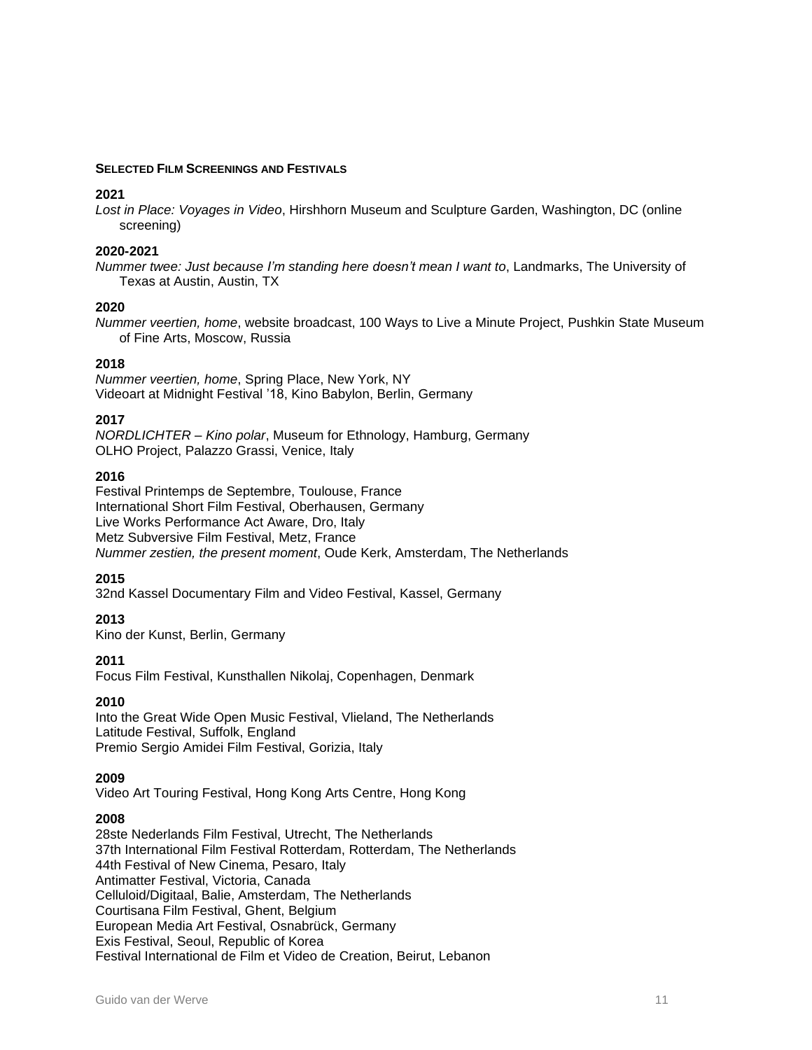## SELECTED FILM SCREENINGS AND FESTIVALS

**2021**

*Lost in Place: Voyages in Video*, Hirshhorn Museum and Sculpture Garden, Washington, DC (online screening)

**2020-2021**

*Nummer twee: Just because I'm standing here doesn't mean I want to*, Landmarks, The University of Texas at Austin, Austin, TX

**2020**

*Nummer veertien, home*, website broadcast, 100 Ways to Live a Minute Project, Pushkin State Museum of Fine Arts, Moscow, Russia

**2018**

*Nummer veertien, home*, Spring Place, New York, NY
Videoart at Midnight Festival '18, Kino Babylon, Berlin, Germany

**2017**

*NORDLICHTER – Kino polar*, Museum for Ethnology, Hamburg, Germany
OLHO Project, Palazzo Grassi, Venice, Italy

**2016**

Festival Printemps de Septembre, Toulouse, France
International Short Film Festival, Oberhausen, Germany
Live Works Performance Act Aware, Dro, Italy
Metz Subversive Film Festival, Metz, France
*Nummer zestien, the present moment*, Oude Kerk, Amsterdam, The Netherlands

**2015**

32nd Kassel Documentary Film and Video Festival, Kassel, Germany

**2013**

Kino der Kunst, Berlin, Germany

**2011**

Focus Film Festival, Kunsthallen Nikolaj, Copenhagen, Denmark

**2010**

Into the Great Wide Open Music Festival, Vlieland, The Netherlands
Latitude Festival, Suffolk, England
Premio Sergio Amidei Film Festival, Gorizia, Italy

**2009**

Video Art Touring Festival, Hong Kong Arts Centre, Hong Kong

**2008**

28ste Nederlands Film Festival, Utrecht, The Netherlands
37th International Film Festival Rotterdam, Rotterdam, The Netherlands
44th Festival of New Cinema, Pesaro, Italy
Antimatter Festival, Victoria, Canada
Celluloid/Digitaal, Balie, Amsterdam, The Netherlands
Courtisana Film Festival, Ghent, Belgium
European Media Art Festival, Osnabrück, Germany
Exis Festival, Seoul, Republic of Korea
Festival International de Film et Video de Creation, Beirut, Lebanon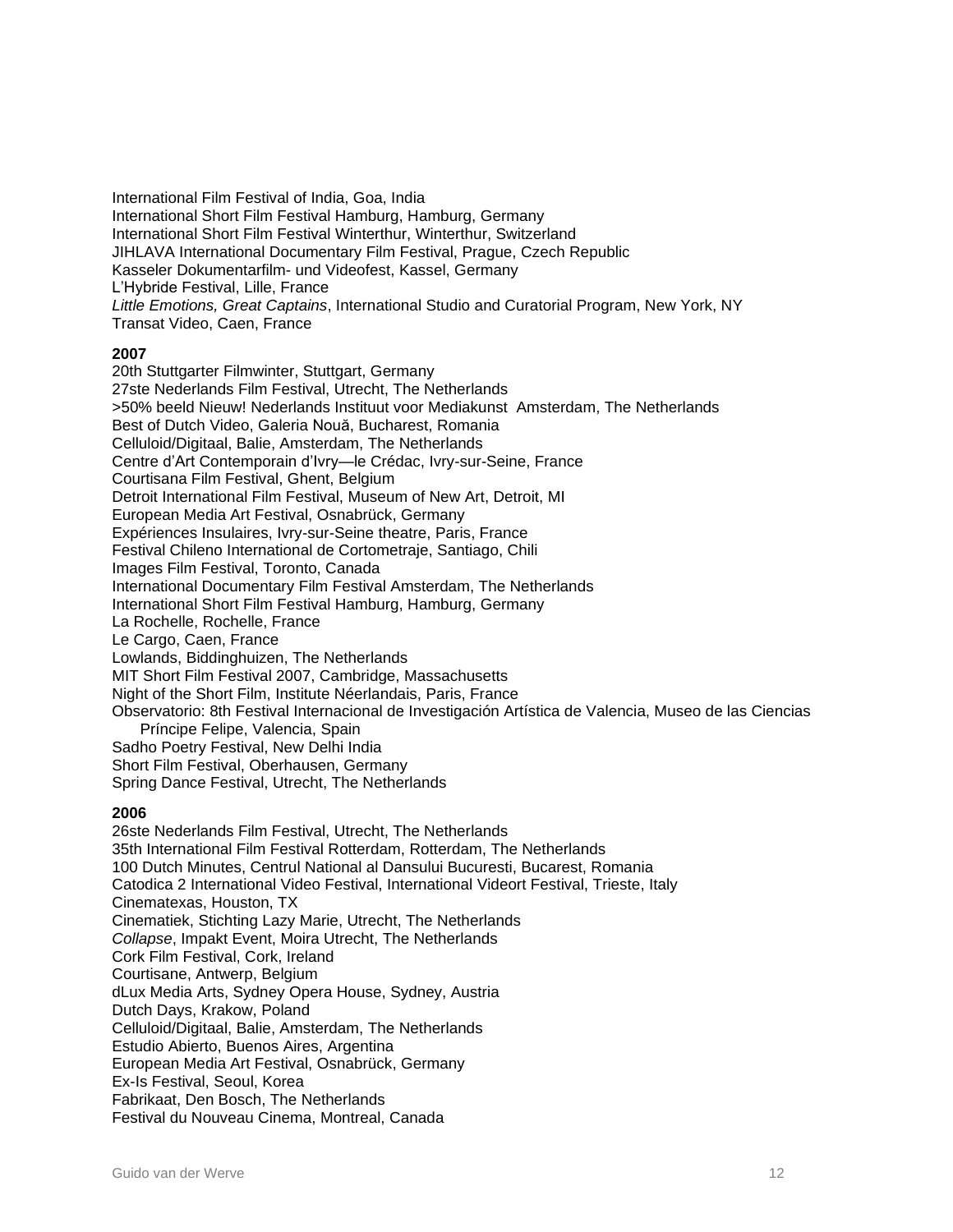International Film Festival of India, Goa, India
International Short Film Festival Hamburg, Hamburg, Germany
International Short Film Festival Winterthur, Winterthur, Switzerland
JIHLAVA International Documentary Film Festival, Prague, Czech Republic
Kasseler Dokumentarfilm- und Videofest, Kassel, Germany
L'Hybride Festival, Lille, France
*Little Emotions, Great Captains*, International Studio and Curatorial Program, New York, NY
Transat Video, Caen, France

**2007**
20th Stuttgarter Filmwinter, Stuttgart, Germany
27ste Nederlands Film Festival, Utrecht, The Netherlands
>50% beeld Nieuw! Nederlands Instituut voor Mediakunst  Amsterdam, The Netherlands
Best of Dutch Video, Galeria Nouă, Bucharest, Romania
Celluloid/Digitaal, Balie, Amsterdam, The Netherlands
Centre d'Art Contemporain d'Ivry—le Crédac, Ivry-sur-Seine, France
Courtisana Film Festival, Ghent, Belgium
Detroit International Film Festival, Museum of New Art, Detroit, MI
European Media Art Festival, Osnabrück, Germany
Expériences Insulaires, Ivry-sur-Seine theatre, Paris, France
Festival Chileno International de Cortometraje, Santiago, Chili
Images Film Festival, Toronto, Canada
International Documentary Film Festival Amsterdam, The Netherlands
International Short Film Festival Hamburg, Hamburg, Germany
La Rochelle, Rochelle, France
Le Cargo, Caen, France
Lowlands, Biddinghuizen, The Netherlands
MIT Short Film Festival 2007, Cambridge, Massachusetts
Night of the Short Film, Institute Néerlandais, Paris, France
Observatorio: 8th Festival Internacional de Investigación Artística de Valencia, Museo de las Ciencias Príncipe Felipe, Valencia, Spain
Sadho Poetry Festival, New Delhi India
Short Film Festival, Oberhausen, Germany
Spring Dance Festival, Utrecht, The Netherlands

**2006**
26ste Nederlands Film Festival, Utrecht, The Netherlands
35th International Film Festival Rotterdam, Rotterdam, The Netherlands
100 Dutch Minutes, Centrul National al Dansului Bucuresti, Bucarest, Romania
Catodica 2 International Video Festival, International Videort Festival, Trieste, Italy
Cinematexas, Houston, TX
Cinematiek, Stichting Lazy Marie, Utrecht, The Netherlands
*Collapse*, Impakt Event, Moira Utrecht, The Netherlands
Cork Film Festival, Cork, Ireland
Courtisane, Antwerp, Belgium
dLux Media Arts, Sydney Opera House, Sydney, Austria
Dutch Days, Krakow, Poland
Celluloid/Digitaal, Balie, Amsterdam, The Netherlands
Estudio Abierto, Buenos Aires, Argentina
European Media Art Festival, Osnabrück, Germany
Ex-Is Festival, Seoul, Korea
Fabrikaat, Den Bosch, The Netherlands
Festival du Nouveau Cinema, Montreal, Canada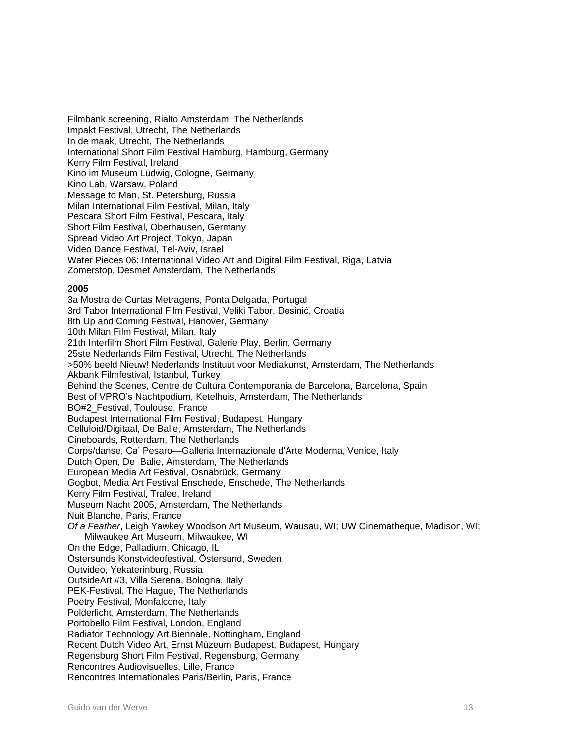Filmbank screening, Rialto Amsterdam, The Netherlands
Impakt Festival, Utrecht, The Netherlands
In de maak, Utrecht, The Netherlands
International Short Film Festival Hamburg, Hamburg, Germany
Kerry Film Festival, Ireland
Kino im Museum Ludwig, Cologne, Germany
Kino Lab, Warsaw, Poland
Message to Man, St. Petersburg, Russia
Milan International Film Festival, Milan, Italy
Pescara Short Film Festival, Pescara, Italy
Short Film Festival, Oberhausen, Germany
Spread Video Art Project, Tokyo, Japan
Video Dance Festival, Tel-Aviv, Israel
Water Pieces 06: International Video Art and Digital Film Festival, Riga, Latvia
Zomerstop, Desmet Amsterdam, The Netherlands

**2005**

3a Mostra de Curtas Metragens, Ponta Delgada, Portugal
3rd Tabor International Film Festival, Veliki Tabor, Desinić, Croatia
8th Up and Coming Festival, Hanover, Germany
10th Milan Film Festival, Milan, Italy
21th Interfilm Short Film Festival, Galerie Play, Berlin, Germany
25ste Nederlands Film Festival, Utrecht, The Netherlands
>50% beeld Nieuw! Nederlands Instituut voor Mediakunst, Amsterdam, The Netherlands
Akbank Filmfestival, Istanbul, Turkey
Behind the Scenes, Centre de Cultura Contemporania de Barcelona, Barcelona, Spain
Best of VPRO's Nachtpodium, Ketelhuis, Amsterdam, The Netherlands
BO#2_Festival, Toulouse, France
Budapest International Film Festival, Budapest, Hungary
Celluloid/Digitaal, De Balie, Amsterdam, The Netherlands
Cineboards, Rotterdam, The Netherlands
Corps/danse, Ca' Pesaro—Galleria Internazionale d'Arte Moderna, Venice, Italy
Dutch Open, De Balie, Amsterdam, The Netherlands
European Media Art Festival, Osnabrück, Germany
Gogbot, Media Art Festival Enschede, Enschede, The Netherlands
Kerry Film Festival, Tralee, Ireland
Museum Nacht 2005, Amsterdam, The Netherlands
Nuit Blanche, Paris, France
*Of a Feather*, Leigh Yawkey Woodson Art Museum, Wausau, WI; UW Cinematheque, Madison, WI; Milwaukee Art Museum, Milwaukee, WI
On the Edge, Palladium, Chicago, IL
Östersunds Konstvideofestival, Östersund, Sweden
Outvideo, Yekaterinburg, Russia
OutsideArt #3, Villa Serena, Bologna, Italy
PEK-Festival, The Hague, The Netherlands
Poetry Festival, Monfalcone, Italy
Polderlicht, Amsterdam, The Netherlands
Portobello Film Festival, London, England
Radiator Technology Art Biennale, Nottingham, England
Recent Dutch Video Art, Ernst Múzeum Budapest, Budapest, Hungary
Regensburg Short Film Festival, Regensburg, Germany
Rencontres Audiovisuelles, Lille, France
Rencontres Internationales Paris/Berlin, Paris, France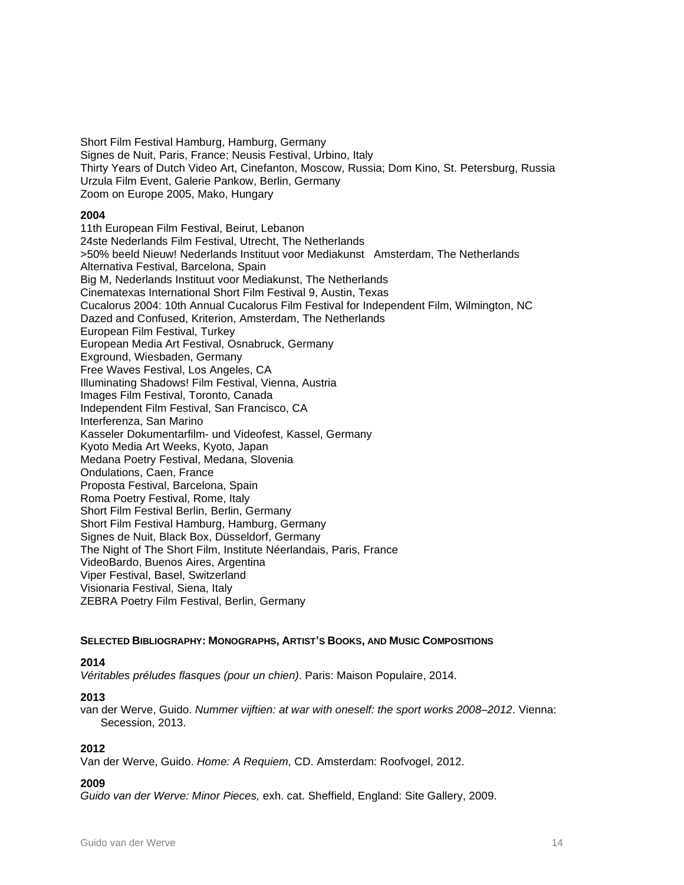Short Film Festival Hamburg, Hamburg, Germany
Signes de Nuit, Paris, France; Neusis Festival, Urbino, Italy
Thirty Years of Dutch Video Art, Cinefanton, Moscow, Russia; Dom Kino, St. Petersburg, Russia
Urzula Film Event, Galerie Pankow, Berlin, Germany
Zoom on Europe 2005, Mako, Hungary

**2004**

11th European Film Festival, Beirut, Lebanon
24ste Nederlands Film Festival, Utrecht, The Netherlands
>50% beeld Nieuw! Nederlands Instituut voor Mediakunst Amsterdam, The Netherlands
Alternativa Festival, Barcelona, Spain
Big M, Nederlands Instituut voor Mediakunst, The Netherlands
Cinematexas International Short Film Festival 9, Austin, Texas
Cucalorus 2004: 10th Annual Cucalorus Film Festival for Independent Film, Wilmington, NC
Dazed and Confused, Kriterion, Amsterdam, The Netherlands
European Film Festival, Turkey
European Media Art Festival, Osnabruck, Germany
Exground, Wiesbaden, Germany
Free Waves Festival, Los Angeles, CA
Illuminating Shadows! Film Festival, Vienna, Austria
Images Film Festival, Toronto, Canada
Independent Film Festival, San Francisco, CA
Interferenza, San Marino
Kasseler Dokumentarfilm- und Videofest, Kassel, Germany
Kyoto Media Art Weeks, Kyoto, Japan
Medana Poetry Festival, Medana, Slovenia
Ondulations, Caen, France
Proposta Festival, Barcelona, Spain
Roma Poetry Festival, Rome, Italy
Short Film Festival Berlin, Berlin, Germany
Short Film Festival Hamburg, Hamburg, Germany
Signes de Nuit, Black Box, Düsseldorf, Germany
The Night of The Short Film, Institute Néerlandais, Paris, France
VideoBardo, Buenos Aires, Argentina
Viper Festival, Basel, Switzerland
Visionaria Festival, Siena, Italy
ZEBRA Poetry Film Festival, Berlin, Germany

## Selected Bibliography: Monographs, Artist's Books, and Music Compositions

**2014**

*Véritables préludes flasques (pour un chien)*. Paris: Maison Populaire, 2014.

**2013**

van der Werve, Guido. *Nummer vijftien: at war with oneself: the sport works 2008–2012*. Vienna: Secession, 2013.

**2012**

Van der Werve, Guido. *Home: A Requiem*, CD. Amsterdam: Roofvogel, 2012.

**2009**

*Guido van der Werve: Minor Pieces,* exh. cat. Sheffield, England: Site Gallery, 2009.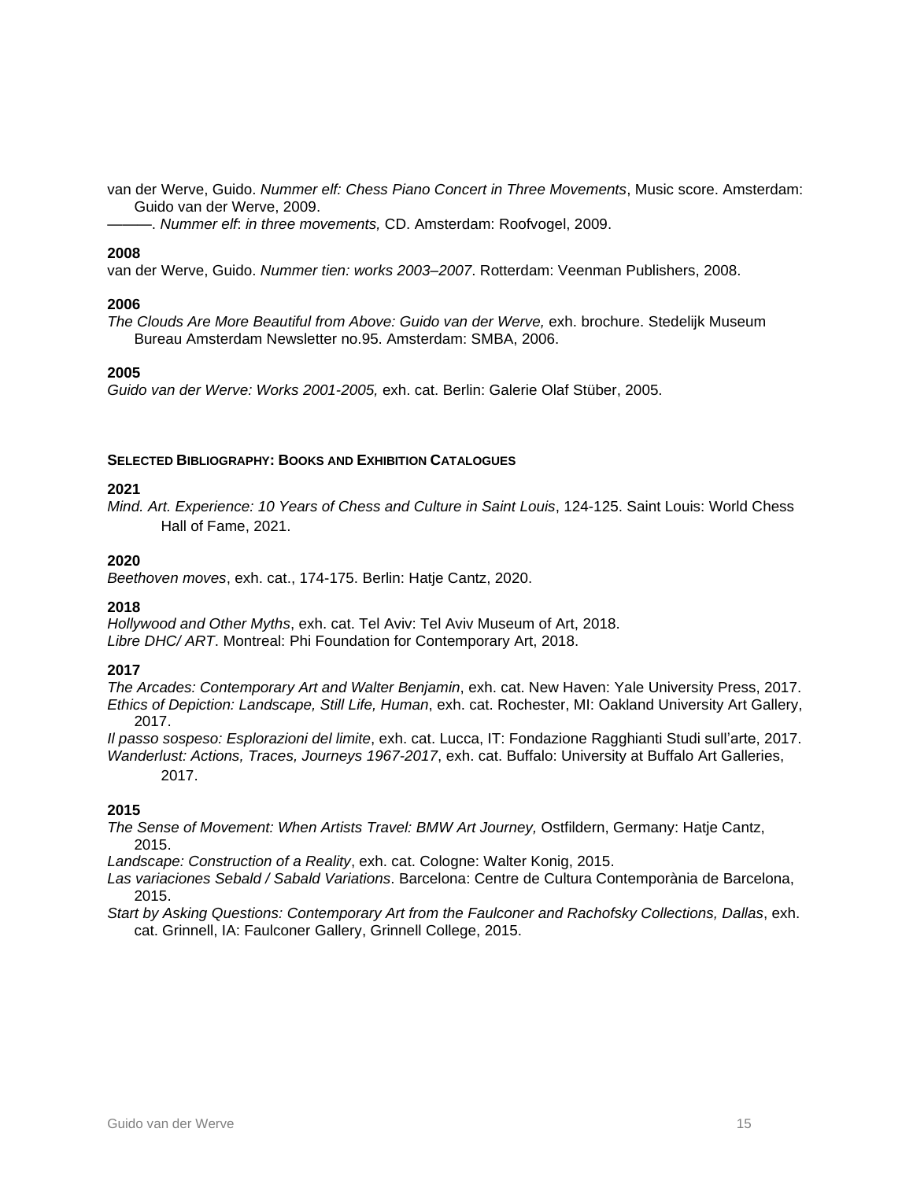van der Werve, Guido. *Nummer elf: Chess Piano Concert in Three Movements*, Music score. Amsterdam: Guido van der Werve, 2009.

———. *Nummer elf*: *in three movements,* CD. Amsterdam: Roofvogel, 2009.

**2008**

van der Werve, Guido. *Nummer tien: works 2003–2007*. Rotterdam: Veenman Publishers, 2008.

**2006**

*The Clouds Are More Beautiful from Above: Guido van der Werve,* exh. brochure. Stedelijk Museum Bureau Amsterdam Newsletter no.95. Amsterdam: SMBA, 2006.

**2005**

*Guido van der Werve: Works 2001-2005,* exh. cat. Berlin: Galerie Olaf Stüber, 2005.

#### SELECTED BIBLIOGRAPHY: BOOKS AND EXHIBITION CATALOGUES

**2021**

*Mind. Art. Experience: 10 Years of Chess and Culture in Saint Louis*, 124-125. Saint Louis: World Chess Hall of Fame, 2021.

**2020**

*Beethoven moves*, exh. cat., 174-175. Berlin: Hatje Cantz, 2020.

**2018**

*Hollywood and Other Myths*, exh. cat. Tel Aviv: Tel Aviv Museum of Art, 2018.

*Libre DHC/ ART*. Montreal: Phi Foundation for Contemporary Art, 2018.

**2017**

*The Arcades: Contemporary Art and Walter Benjamin*, exh. cat. New Haven: Yale University Press, 2017.

*Ethics of Depiction: Landscape, Still Life, Human*, exh. cat. Rochester, MI: Oakland University Art Gallery, 2017.

*Il passo sospeso: Esplorazioni del limite*, exh. cat. Lucca, IT: Fondazione Ragghianti Studi sull'arte, 2017.

*Wanderlust: Actions, Traces, Journeys 1967-2017*, exh. cat. Buffalo: University at Buffalo Art Galleries, 2017.

**2015**

*The Sense of Movement: When Artists Travel: BMW Art Journey,* Ostfildern, Germany: Hatje Cantz, 2015.

*Landscape: Construction of a Reality*, exh. cat. Cologne: Walter Konig, 2015.

*Las variaciones Sebald / Sabald Variations*. Barcelona: Centre de Cultura Contemporània de Barcelona, 2015.

*Start by Asking Questions: Contemporary Art from the Faulconer and Rachofsky Collections, Dallas*, exh. cat. Grinnell, IA: Faulconer Gallery, Grinnell College, 2015.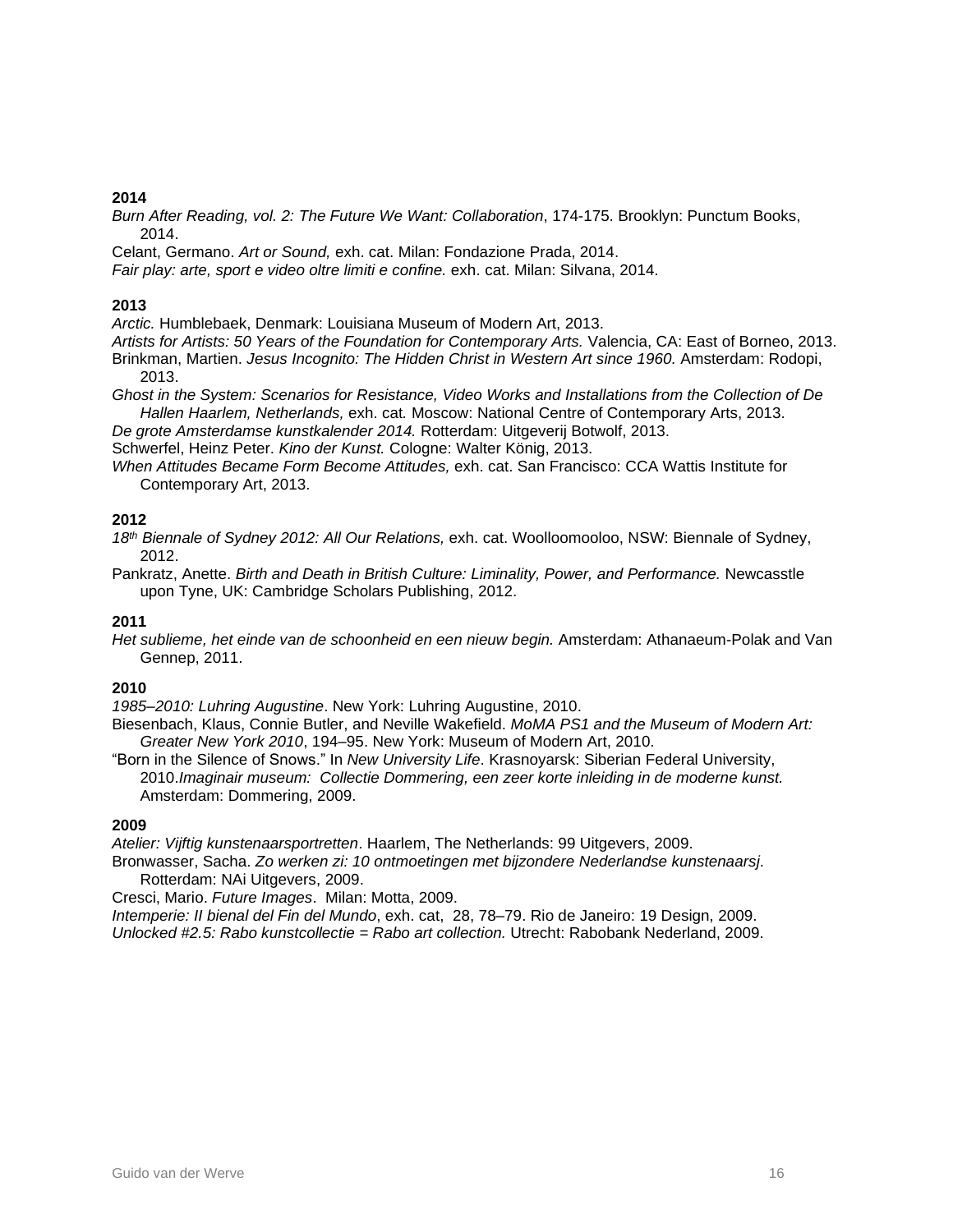**2014**

*Burn After Reading, vol. 2: The Future We Want: Collaboration*, 174-175. Brooklyn: Punctum Books, 2014.

Celant, Germano. *Art or Sound,* exh. cat. Milan: Fondazione Prada, 2014.

*Fair play: arte, sport e video oltre limiti e confine.* exh. cat. Milan: Silvana, 2014.

**2013**

*Arctic.* Humblebaek, Denmark: Louisiana Museum of Modern Art, 2013.

*Artists for Artists: 50 Years of the Foundation for Contemporary Arts.* Valencia, CA: East of Borneo, 2013.

Brinkman, Martien. *Jesus Incognito: The Hidden Christ in Western Art since 1960.* Amsterdam: Rodopi, 2013.

*Ghost in the System: Scenarios for Resistance, Video Works and Installations from the Collection of De Hallen Haarlem, Netherlands,* exh. cat*.* Moscow: National Centre of Contemporary Arts, 2013.

*De grote Amsterdamse kunstkalender 2014.* Rotterdam: Uitgeverij Botwolf, 2013.

Schwerfel, Heinz Peter. *Kino der Kunst.* Cologne: Walter König, 2013.

*When Attitudes Became Form Become Attitudes,* exh. cat. San Francisco: CCA Wattis Institute for Contemporary Art, 2013.

**2012**

*18th Biennale of Sydney 2012: All Our Relations,* exh. cat. Woolloomooloo, NSW: Biennale of Sydney, 2012.

Pankratz, Anette. *Birth and Death in British Culture: Liminality, Power, and Performance.* Newcasstle upon Tyne, UK: Cambridge Scholars Publishing, 2012.

**2011**

*Het sublieme, het einde van de schoonheid en een nieuw begin.* Amsterdam: Athanaeum-Polak and Van Gennep, 2011.

**2010**

*1985–2010: Luhring Augustine*. New York: Luhring Augustine, 2010.

Biesenbach, Klaus, Connie Butler, and Neville Wakefield. *MoMA PS1 and the Museum of Modern Art: Greater New York 2010*, 194–95. New York: Museum of Modern Art, 2010.

"Born in the Silence of Snows." In *New University Life*. Krasnoyarsk: Siberian Federal University, 2010.*Imaginair museum: Collectie Dommering, een zeer korte inleiding in de moderne kunst.* Amsterdam: Dommering, 2009.

**2009**

*Atelier: Vijftig kunstenaarsportretten*. Haarlem, The Netherlands: 99 Uitgevers, 2009.

Bronwasser, Sacha. *Zo werken zi: 10 ontmoetingen met bijzondere Nederlandse kunstenaarsj.* Rotterdam: NAi Uitgevers, 2009.

Cresci, Mario. *Future Images*. Milan: Motta, 2009.

*Intemperie: II bienal del Fin del Mundo*, exh. cat, 28, 78–79. Rio de Janeiro: 19 Design, 2009.

*Unlocked #2.5: Rabo kunstcollectie = Rabo art collection.* Utrecht: Rabobank Nederland, 2009.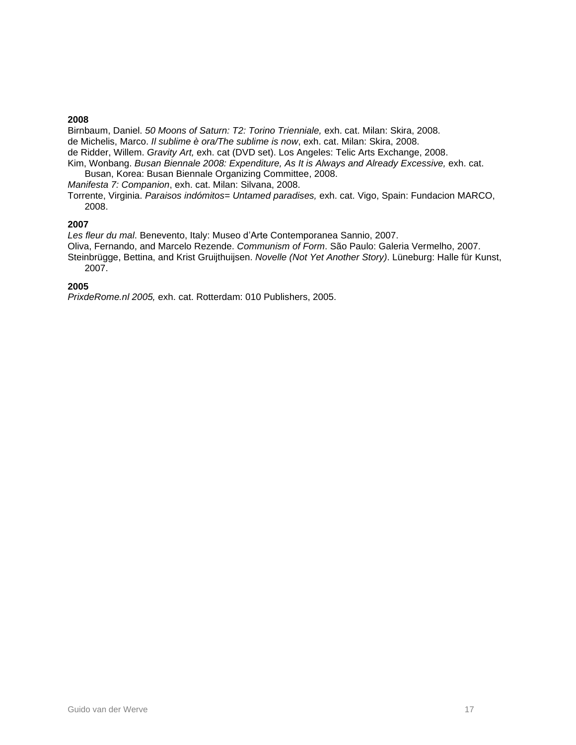**2008**

Birnbaum, Daniel. *50 Moons of Saturn: T2: Torino Trienniale,* exh. cat. Milan: Skira, 2008.

de Michelis, Marco. *Il sublime è ora/The sublime is now*, exh. cat. Milan: Skira, 2008.

de Ridder, Willem. *Gravity Art,* exh. cat (DVD set). Los Angeles: Telic Arts Exchange, 2008.

Kim, Wonbang. *Busan Biennale 2008: Expenditure, As It is Always and Already Excessive,* exh. cat. Busan, Korea: Busan Biennale Organizing Committee, 2008.

*Manifesta 7: Companion*, exh. cat. Milan: Silvana, 2008.

Torrente, Virginia. *Paraisos indómitos= Untamed paradises,* exh. cat. Vigo, Spain: Fundacion MARCO, 2008.

**2007**

*Les fleur du mal*. Benevento, Italy: Museo d'Arte Contemporanea Sannio, 2007.

Oliva, Fernando, and Marcelo Rezende. *Communism of Form*. São Paulo: Galeria Vermelho, 2007.

Steinbrügge, Bettina, and Krist Gruijthuijsen. *Novelle (Not Yet Another Story)*. Lüneburg: Halle für Kunst, 2007.

**2005**

*PrixdeRome.nl 2005,* exh. cat. Rotterdam: 010 Publishers, 2005.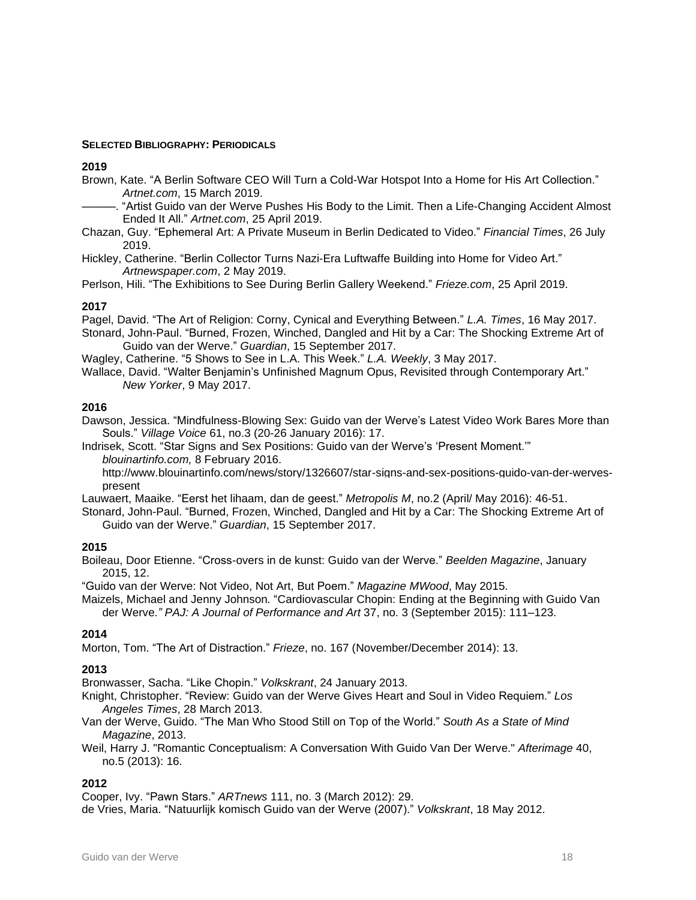**SELECTED BIBLIOGRAPHY: PERIODICALS**

**2019**

Brown, Kate. “A Berlin Software CEO Will Turn a Cold-War Hotspot Into a Home for His Art Collection.” *Artnet.com*, 15 March 2019.

———. “Artist Guido van der Werve Pushes His Body to the Limit. Then a Life-Changing Accident Almost Ended It All.” *Artnet.com*, 25 April 2019.

Chazan, Guy. “Ephemeral Art: A Private Museum in Berlin Dedicated to Video.” *Financial Times*, 26 July 2019.

Hickley, Catherine. “Berlin Collector Turns Nazi-Era Luftwaffe Building into Home for Video Art.” *Artnewspaper.com*, 2 May 2019.

Perlson, Hili. “The Exhibitions to See During Berlin Gallery Weekend.” *Frieze.com*, 25 April 2019.

**2017**

Pagel, David. “The Art of Religion: Corny, Cynical and Everything Between.” *L.A. Times*, 16 May 2017.

Stonard, John-Paul. “Burned, Frozen, Winched, Dangled and Hit by a Car: The Shocking Extreme Art of Guido van der Werve.” *Guardian*, 15 September 2017.

Wagley, Catherine. “5 Shows to See in L.A. This Week.” *L.A. Weekly*, 3 May 2017.

Wallace, David. “Walter Benjamin’s Unfinished Magnum Opus, Revisited through Contemporary Art.” *New Yorker*, 9 May 2017.

**2016**

Dawson, Jessica. “Mindfulness-Blowing Sex: Guido van der Werve’s Latest Video Work Bares More than Souls.” *Village Voice* 61, no.3 (20-26 January 2016): 17.

Indrisek, Scott. “Star Signs and Sex Positions: Guido van der Werve’s ‘Present Moment.’” *blouinartinfo.com,* 8 February 2016. http://www.blouinartinfo.com/news/story/1326607/star-signs-and-sex-positions-guido-van-der-werves-present

Lauwaert, Maaike. “Eerst het lihaam, dan de geest.” *Metropolis M*, no.2 (April/ May 2016): 46-51.

Stonard, John-Paul. “Burned, Frozen, Winched, Dangled and Hit by a Car: The Shocking Extreme Art of Guido van der Werve.” *Guardian*, 15 September 2017.

**2015**

Boileau, Door Etienne. “Cross-overs in de kunst: Guido van der Werve.” *Beelden Magazine*, January 2015, 12.

“Guido van der Werve: Not Video, Not Art, But Poem.” *Magazine MWood*, May 2015.

Maizels, Michael and Jenny Johnson. “Cardiovascular Chopin: Ending at the Beginning with Guido Van der Werve.” *PAJ: A Journal of Performance and Art* 37, no. 3 (September 2015): 111–123.

**2014**

Morton, Tom. “The Art of Distraction.” *Frieze*, no. 167 (November/December 2014): 13.

**2013**

Bronwasser, Sacha. “Like Chopin.” *Volkskrant*, 24 January 2013.

Knight, Christopher. “Review: Guido van der Werve Gives Heart and Soul in Video Requiem.” *Los Angeles Times*, 28 March 2013.

Van der Werve, Guido. “The Man Who Stood Still on Top of the World.” *South As a State of Mind Magazine*, 2013.

Weil, Harry J. "Romantic Conceptualism: A Conversation With Guido Van Der Werve." *Afterimage* 40, no.5 (2013): 16.

**2012**

Cooper, Ivy. “Pawn Stars.” *ARTnews* 111, no. 3 (March 2012): 29.

de Vries, Maria. “Natuurlijk komisch Guido van der Werve (2007).” *Volkskrant*, 18 May 2012.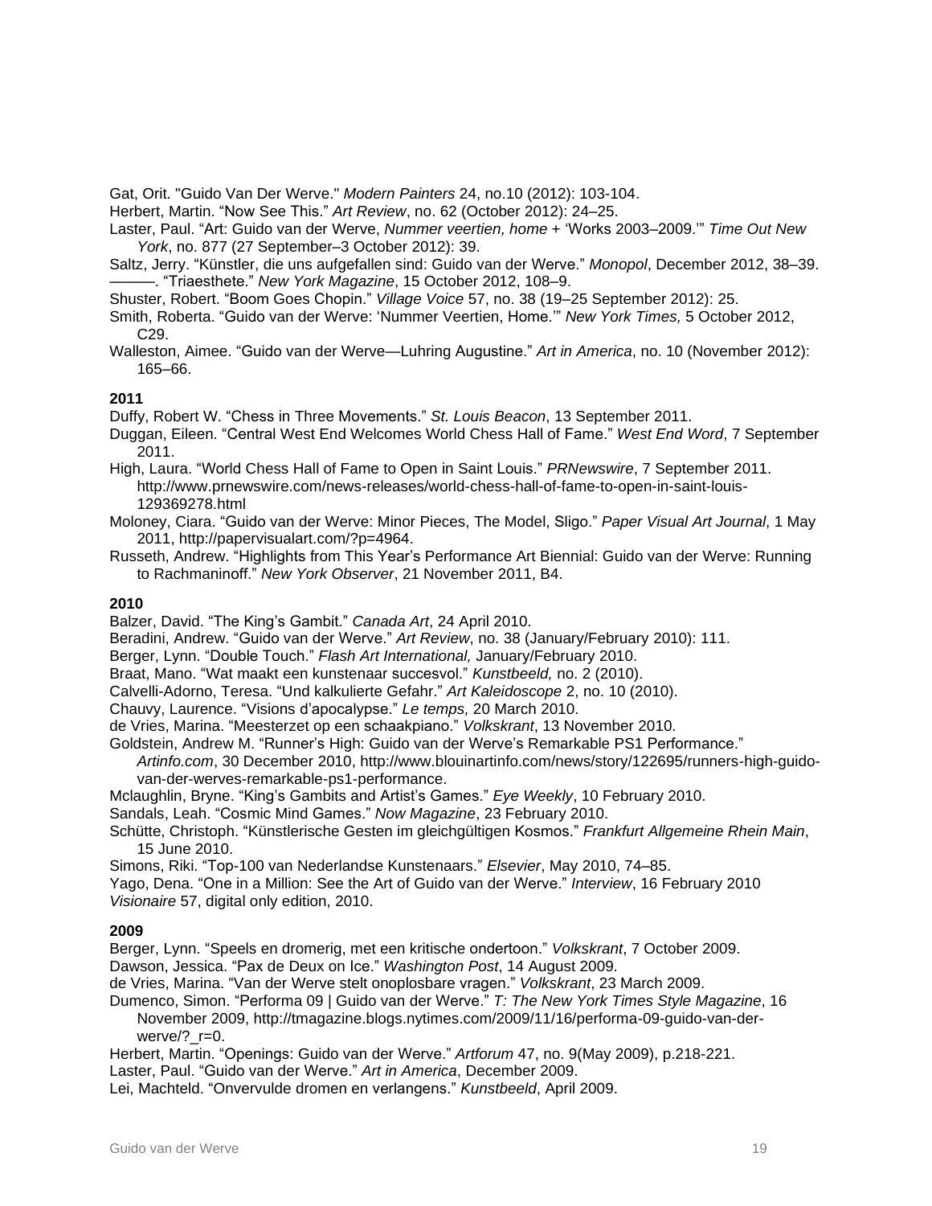Gat, Orit. "Guido Van Der Werve." *Modern Painters* 24, no.10 (2012): 103-104.

Herbert, Martin. "Now See This." *Art Review*, no. 62 (October 2012): 24–25.

Laster, Paul. "Art: Guido van der Werve, *Nummer veertien, home* + 'Works 2003–2009.'" *Time Out New York*, no. 877 (27 September–3 October 2012): 39.

Saltz, Jerry. "Künstler, die uns aufgefallen sind: Guido van der Werve." *Monopol*, December 2012, 38–39.

———. "Triaesthete." *New York Magazine*, 15 October 2012, 108–9.

Shuster, Robert. "Boom Goes Chopin." *Village Voice* 57, no. 38 (19–25 September 2012): 25.

Smith, Roberta. "Guido van der Werve: 'Nummer Veertien, Home.'" *New York Times,* 5 October 2012, C29.

Walleston, Aimee. "Guido van der Werve—Luhring Augustine." *Art in America*, no. 10 (November 2012): 165–66.

**2011**

Duffy, Robert W. "Chess in Three Movements." *St. Louis Beacon*, 13 September 2011.

Duggan, Eileen. "Central West End Welcomes World Chess Hall of Fame." *West End Word*, 7 September 2011.

High, Laura. "World Chess Hall of Fame to Open in Saint Louis." *PRNewswire*, 7 September 2011. http://www.prnewswire.com/news-releases/world-chess-hall-of-fame-to-open-in-saint-louis-129369278.html

Moloney, Ciara. "Guido van der Werve: Minor Pieces, The Model, Sligo." *Paper Visual Art Journal*, 1 May 2011, http://papervisualart.com/?p=4964.

Russeth, Andrew. "Highlights from This Year's Performance Art Biennial: Guido van der Werve: Running to Rachmaninoff." *New York Observer*, 21 November 2011, B4.

**2010**

Balzer, David. "The King's Gambit." *Canada Art*, 24 April 2010.

Beradini, Andrew. "Guido van der Werve." *Art Review*, no. 38 (January/February 2010): 111.

Berger, Lynn. "Double Touch." *Flash Art International,* January/February 2010.

Braat, Mano. "Wat maakt een kunstenaar succesvol." *Kunstbeeld,* no. 2 (2010).

Calvelli-Adorno, Teresa. "Und kalkulierte Gefahr." *Art Kaleidoscope* 2, no. 10 (2010).

Chauvy, Laurence. "Visions d'apocalypse." *Le temps,* 20 March 2010.

de Vries, Marina. "Meesterzet op een schaakpiano." *Volkskrant*, 13 November 2010.

Goldstein, Andrew M. "Runner's High: Guido van der Werve's Remarkable PS1 Performance." *Artinfo.com*, 30 December 2010, http://www.blouinartinfo.com/news/story/122695/runners-high-guido-van-der-werves-remarkable-ps1-performance.

Mclaughlin, Bryne. "King's Gambits and Artist's Games." *Eye Weekly*, 10 February 2010.

Sandals, Leah. "Cosmic Mind Games." *Now Magazine*, 23 February 2010.

Schütte, Christoph. "Künstlerische Gesten im gleichgültigen Kosmos." *Frankfurt Allgemeine Rhein Main*, 15 June 2010.

Simons, Riki. "Top-100 van Nederlandse Kunstenaars." *Elsevier*, May 2010, 74–85.

Yago, Dena. "One in a Million: See the Art of Guido van der Werve." *Interview*, 16 February 2010

*Visionaire* 57, digital only edition, 2010.

**2009**

Berger, Lynn. "Speels en dromerig, met een kritische ondertoon." *Volkskrant*, 7 October 2009.

Dawson, Jessica. "Pax de Deux on Ice." *Washington Post*, 14 August 2009.

de Vries, Marina. "Van der Werve stelt onoplosbare vragen." *Volkskrant*, 23 March 2009.

Dumenco, Simon. "Performa 09 | Guido van der Werve." *T: The New York Times Style Magazine*, 16 November 2009, http://tmagazine.blogs.nytimes.com/2009/11/16/performa-09-guido-van-der-werve/?_r=0.

Herbert, Martin. "Openings: Guido van der Werve." *Artforum* 47, no. 9(May 2009), p.218-221.

Laster, Paul. "Guido van der Werve." *Art in America*, December 2009.

Lei, Machteld. "Onvervulde dromen en verlangens." *Kunstbeeld*, April 2009.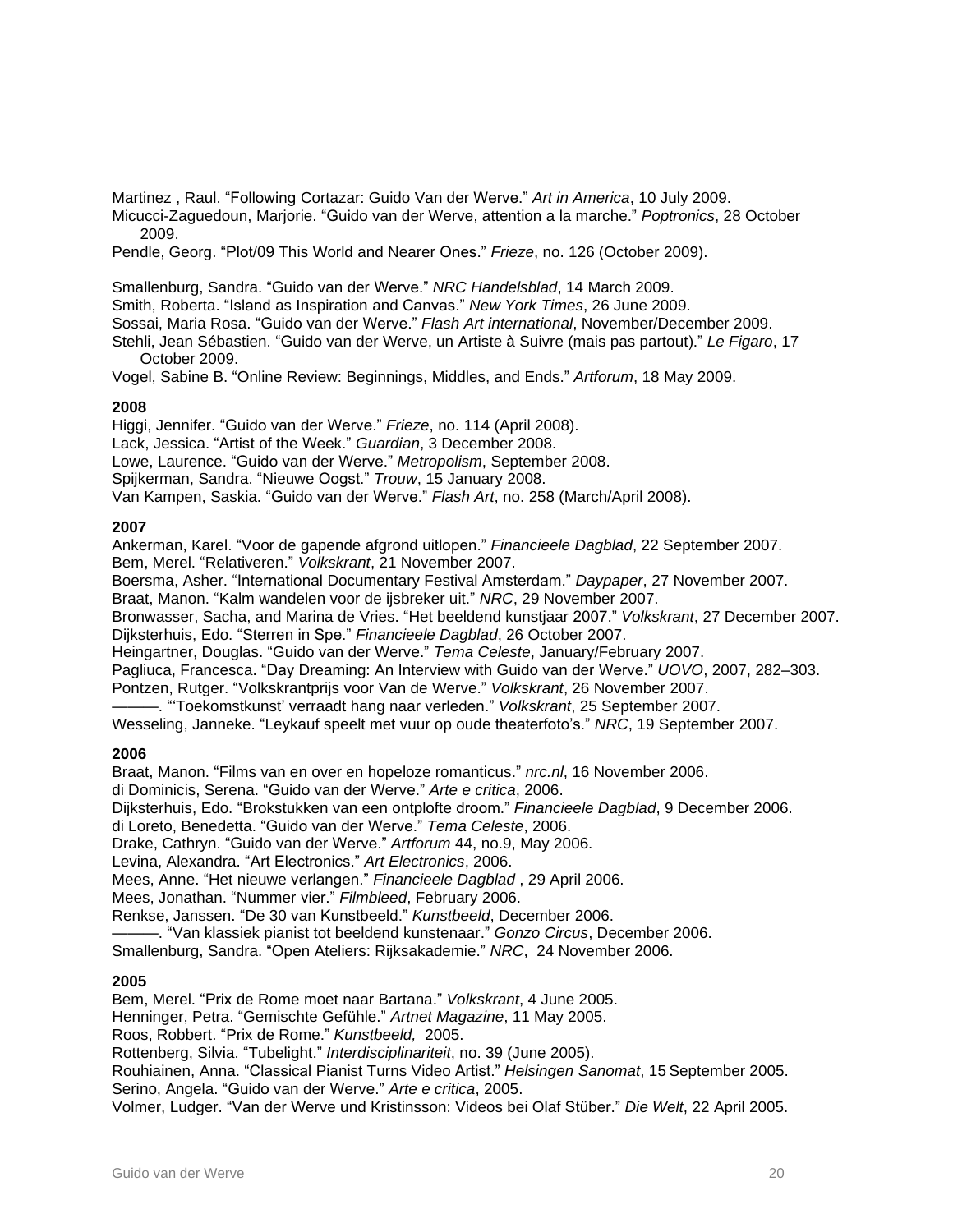Martinez , Raul. "Following Cortazar: Guido Van der Werve." *Art in America*, 10 July 2009.

Micucci-Zaguedoun, Marjorie. "Guido van der Werve, attention a la marche." *Poptronics*, 28 October 2009.

Pendle, Georg. "Plot/09 This World and Nearer Ones." *Frieze*, no. 126 (October 2009).

Smallenburg, Sandra. "Guido van der Werve." *NRC Handelsblad*, 14 March 2009.

Smith, Roberta. "Island as Inspiration and Canvas." *New York Times*, 26 June 2009.

Sossai, Maria Rosa. "Guido van der Werve." *Flash Art international*, November/December 2009.

Stehli, Jean Sébastien. "Guido van der Werve, un Artiste à Suivre (mais pas partout)." *Le Figaro*, 17 October 2009.

Vogel, Sabine B. "Online Review: Beginnings, Middles, and Ends." *Artforum*, 18 May 2009.

**2008**

Higgi, Jennifer. "Guido van der Werve." *Frieze*, no. 114 (April 2008).

Lack, Jessica. "Artist of the Week." *Guardian*, 3 December 2008.

Lowe, Laurence. "Guido van der Werve." *Metropolism*, September 2008.

Spijkerman, Sandra. "Nieuwe Oogst." *Trouw*, 15 January 2008.

Van Kampen, Saskia. "Guido van der Werve." *Flash Art*, no. 258 (March/April 2008).

**2007**

Ankerman, Karel. "Voor de gapende afgrond uitlopen." *Financieele Dagblad*, 22 September 2007.

Bem, Merel. "Relativeren." *Volkskrant*, 21 November 2007.

Boersma, Asher. "International Documentary Festival Amsterdam." *Daypaper*, 27 November 2007.

Braat, Manon. "Kalm wandelen voor de ijsbreker uit." *NRC*, 29 November 2007.

Bronwasser, Sacha, and Marina de Vries. "Het beeldend kunstjaar 2007." *Volkskrant*, 27 December 2007.

Dijksterhuis, Edo. "Sterren in Spe." *Financieele Dagblad*, 26 October 2007.

Heingartner, Douglas. "Guido van der Werve." *Tema Celeste*, January/February 2007.

Pagliuca, Francesca. "Day Dreaming: An Interview with Guido van der Werve." *UOVO*, 2007, 282–303.

Pontzen, Rutger. "Volkskrantprijs voor Van de Werve." *Volkskrant*, 26 November 2007.

———. "'Toekomstkunst' verraadt hang naar verleden." *Volkskrant*, 25 September 2007.

Wesseling, Janneke. "Leykauf speelt met vuur op oude theaterfoto's." *NRC*, 19 September 2007.

**2006**

Braat, Manon. "Films van en over en hopeloze romanticus." *nrc.nl*, 16 November 2006.

di Dominicis, Serena. "Guido van der Werve." *Arte e critica*, 2006.

Dijksterhuis, Edo. "Brokstukken van een ontplofte droom." *Financieele Dagblad*, 9 December 2006.

di Loreto, Benedetta. "Guido van der Werve." *Tema Celeste*, 2006.

Drake, Cathryn. "Guido van der Werve." *Artforum* 44, no.9, May 2006.

Levina, Alexandra. "Art Electronics." *Art Electronics*, 2006.

Mees, Anne. "Het nieuwe verlangen." *Financieele Dagblad* , 29 April 2006.

Mees, Jonathan. "Nummer vier." *Filmbleed*, February 2006.

Renkse, Janssen. "De 30 van Kunstbeeld." *Kunstbeeld*, December 2006.

———. "Van klassiek pianist tot beeldend kunstenaar." *Gonzo Circus*, December 2006.

Smallenburg, Sandra. "Open Ateliers: Rijksakademie." *NRC*, 24 November 2006.

**2005**

Bem, Merel. "Prix de Rome moet naar Bartana." *Volkskrant*, 4 June 2005.

Henninger, Petra. "Gemischte Gefühle." *Artnet Magazine*, 11 May 2005.

Roos, Robbert. "Prix de Rome." *Kunstbeeld,* 2005.

Rottenberg, Silvia. "Tubelight." *Interdisciplinariteit*, no. 39 (June 2005).

Rouhiainen, Anna. "Classical Pianist Turns Video Artist." *Helsingen Sanomat*, 15 September 2005.

Serino, Angela. "Guido van der Werve." *Arte e critica*, 2005.

Volmer, Ludger. "Van der Werve und Kristinsson: Videos bei Olaf Stüber." *Die Welt*, 22 April 2005.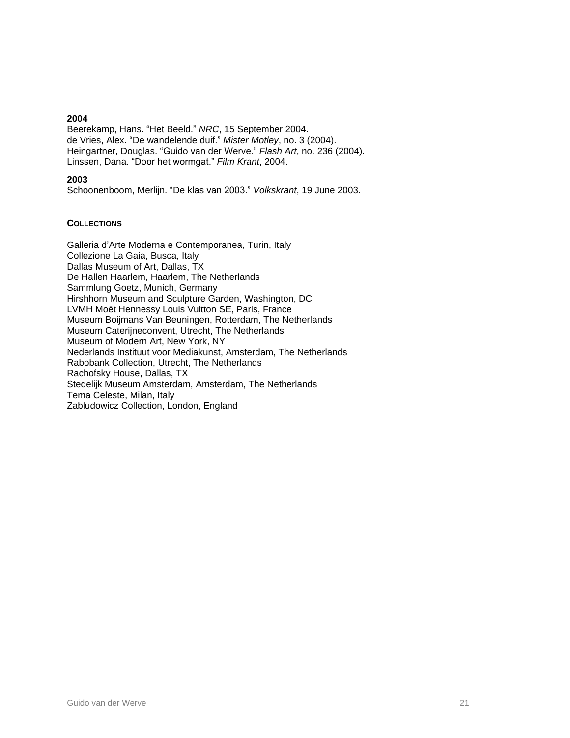**2004**

Beerekamp, Hans. “Het Beeld.” *NRC*, 15 September 2004.
de Vries, Alex. “De wandelende duif.” *Mister Motley*, no. 3 (2004).
Heingartner, Douglas. “Guido van der Werve.” *Flash Art*, no. 236 (2004).
Linssen, Dana. “Door het wormgat.” *Film Krant*, 2004.

**2003**

Schoonenboom, Merlijn. “De klas van 2003.” *Volkskrant*, 19 June 2003.

## COLLECTIONS

Galleria d’Arte Moderna e Contemporanea, Turin, Italy
Collezione La Gaia, Busca, Italy
Dallas Museum of Art, Dallas, TX
De Hallen Haarlem, Haarlem, The Netherlands
Sammlung Goetz, Munich, Germany
Hirshhorn Museum and Sculpture Garden, Washington, DC
LVMH Moët Hennessy Louis Vuitton SE, Paris, France
Museum Boijmans Van Beuningen, Rotterdam, The Netherlands
Museum Caterijneconvent, Utrecht, The Netherlands
Museum of Modern Art, New York, NY
Nederlands Instituut voor Mediakunst, Amsterdam, The Netherlands
Rabobank Collection, Utrecht, The Netherlands
Rachofsky House, Dallas, TX
Stedelijk Museum Amsterdam, Amsterdam, The Netherlands
Tema Celeste, Milan, Italy
Zabludowicz Collection, London, England